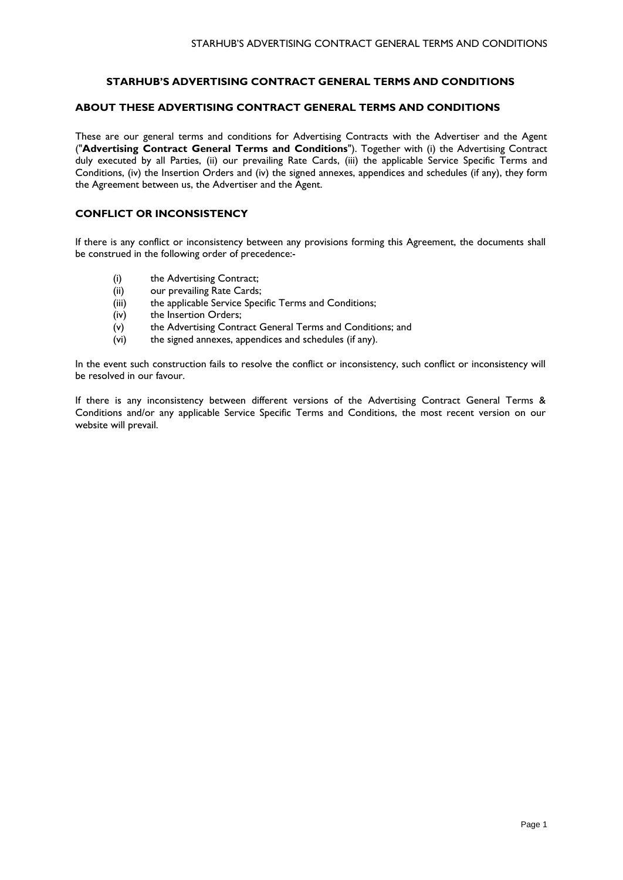# STARHUB'S ADVERTISING CONTRACT GENERAL TERMS AND CONDITIONS

## ABOUT THESE ADVERTISING CONTRACT GENERAL TERMS AND CONDITIONS

These are our general terms and conditions for Advertising Contracts with the Advertiser and the Agent ("**Advertising Contract General Terms and Conditions**"). Together with (i) the Advertising Contract duly executed by all Parties, (ii) our prevailing Rate Cards, (iii) the applicable Service Specific Terms and Conditions, (iv) the Insertion Orders and (iv) the signed annexes, appendices and schedules (if any), they form the Agreement between us, the Advertiser and the Agent.

## CONFLICT OR INCONSISTENCY

If there is any conflict or inconsistency between any provisions forming this Agreement, the documents shall be construed in the following order of precedence:-

(i) the Advertising Contract;
(ii) our prevailing Rate Cards;
(iii) the applicable Service Specific Terms and Conditions;
(iv) the Insertion Orders;
(v) the Advertising Contract General Terms and Conditions; and
(vi) the signed annexes, appendices and schedules (if any).

In the event such construction fails to resolve the conflict or inconsistency, such conflict or inconsistency will be resolved in our favour.

If there is any inconsistency between different versions of the Advertising Contract General Terms & Conditions and/or any applicable Service Specific Terms and Conditions, the most recent version on our website will prevail.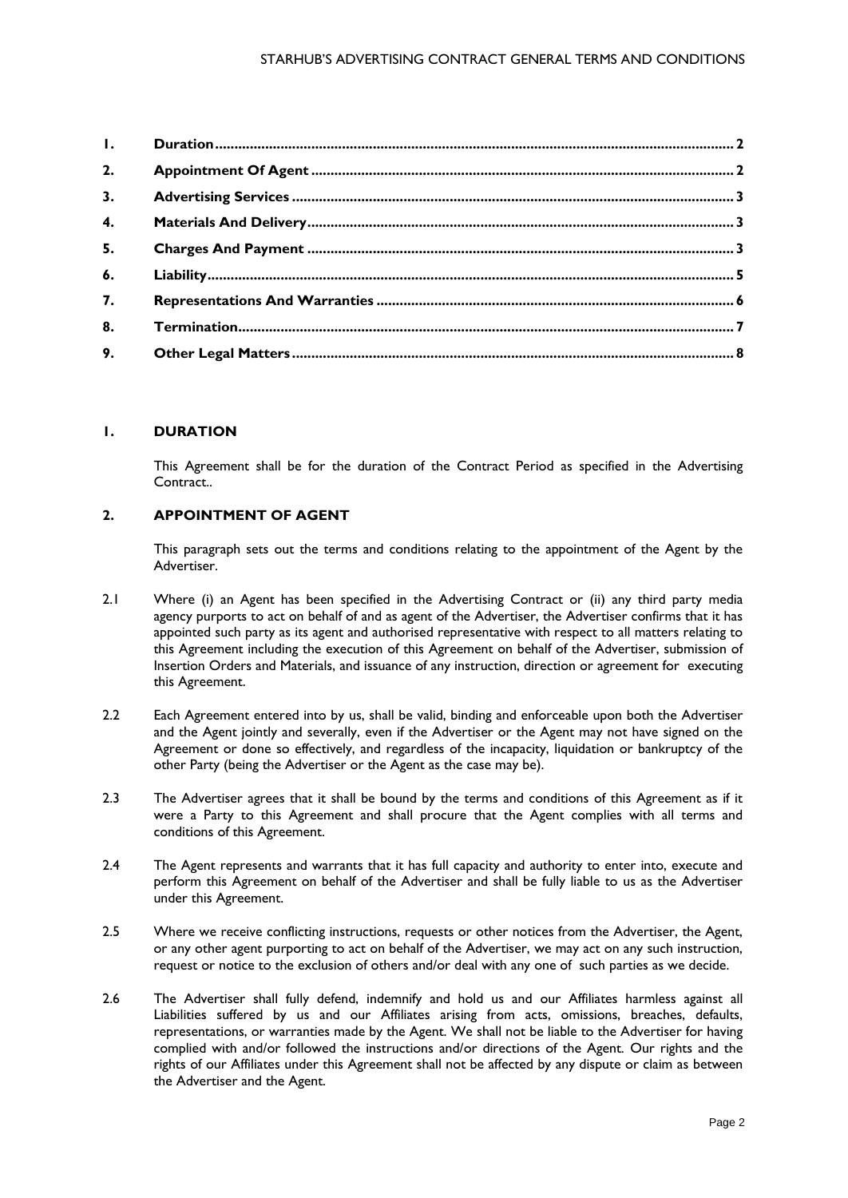| | | |
|---|---|---|
| **1.** | **Duration** | **2** |
| **2.** | **Appointment Of Agent** | **2** |
| **3.** | **Advertising Services** | **3** |
| **4.** | **Materials And Delivery** | **3** |
| **5.** | **Charges And Payment** | **3** |
| **6.** | **Liability** | **5** |
| **7.** | **Representations And Warranties** | **6** |
| **8.** | **Termination** | **7** |
| **9.** | **Other Legal Matters** | **8** |

## 1. DURATION

This Agreement shall be for the duration of the Contract Period as specified in the Advertising Contract..

## 2. APPOINTMENT OF AGENT

This paragraph sets out the terms and conditions relating to the appointment of the Agent by the Advertiser.

2.1 Where (i) an Agent has been specified in the Advertising Contract or (ii) any third party media agency purports to act on behalf of and as agent of the Advertiser, the Advertiser confirms that it has appointed such party as its agent and authorised representative with respect to all matters relating to this Agreement including the execution of this Agreement on behalf of the Advertiser, submission of Insertion Orders and Materials, and issuance of any instruction, direction or agreement for executing this Agreement.

2.2 Each Agreement entered into by us, shall be valid, binding and enforceable upon both the Advertiser and the Agent jointly and severally, even if the Advertiser or the Agent may not have signed on the Agreement or done so effectively, and regardless of the incapacity, liquidation or bankruptcy of the other Party (being the Advertiser or the Agent as the case may be).

2.3 The Advertiser agrees that it shall be bound by the terms and conditions of this Agreement as if it were a Party to this Agreement and shall procure that the Agent complies with all terms and conditions of this Agreement.

2.4 The Agent represents and warrants that it has full capacity and authority to enter into, execute and perform this Agreement on behalf of the Advertiser and shall be fully liable to us as the Advertiser under this Agreement.

2.5 Where we receive conflicting instructions, requests or other notices from the Advertiser, the Agent, or any other agent purporting to act on behalf of the Advertiser, we may act on any such instruction, request or notice to the exclusion of others and/or deal with any one of such parties as we decide.

2.6 The Advertiser shall fully defend, indemnify and hold us and our Affiliates harmless against all Liabilities suffered by us and our Affiliates arising from acts, omissions, breaches, defaults, representations, or warranties made by the Agent. We shall not be liable to the Advertiser for having complied with and/or followed the instructions and/or directions of the Agent. Our rights and the rights of our Affiliates under this Agreement shall not be affected by any dispute or claim as between the Advertiser and the Agent.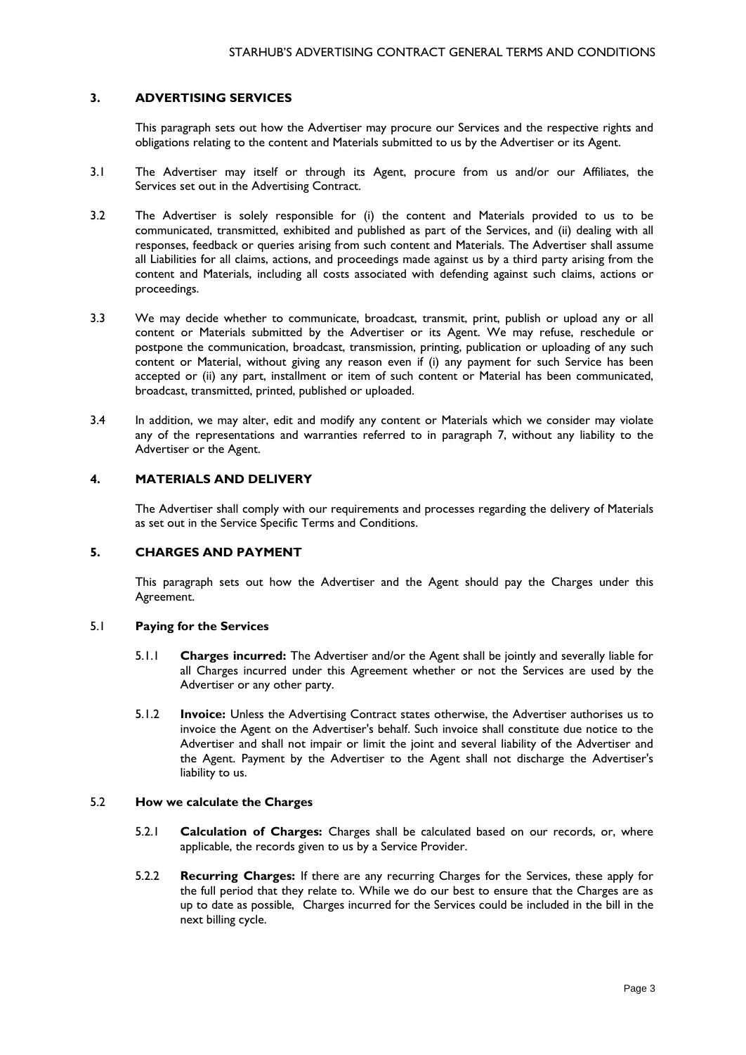## 3. ADVERTISING SERVICES

This paragraph sets out how the Advertiser may procure our Services and the respective rights and obligations relating to the content and Materials submitted to us by the Advertiser or its Agent.

3.1 The Advertiser may itself or through its Agent, procure from us and/or our Affiliates, the Services set out in the Advertising Contract.

3.2 The Advertiser is solely responsible for (i) the content and Materials provided to us to be communicated, transmitted, exhibited and published as part of the Services, and (ii) dealing with all responses, feedback or queries arising from such content and Materials. The Advertiser shall assume all Liabilities for all claims, actions, and proceedings made against us by a third party arising from the content and Materials, including all costs associated with defending against such claims, actions or proceedings.

3.3 We may decide whether to communicate, broadcast, transmit, print, publish or upload any or all content or Materials submitted by the Advertiser or its Agent. We may refuse, reschedule or postpone the communication, broadcast, transmission, printing, publication or uploading of any such content or Material, without giving any reason even if (i) any payment for such Service has been accepted or (ii) any part, installment or item of such content or Material has been communicated, broadcast, transmitted, printed, published or uploaded.

3.4 In addition, we may alter, edit and modify any content or Materials which we consider may violate any of the representations and warranties referred to in paragraph 7, without any liability to the Advertiser or the Agent.

## 4. MATERIALS AND DELIVERY

The Advertiser shall comply with our requirements and processes regarding the delivery of Materials as set out in the Service Specific Terms and Conditions.

## 5. CHARGES AND PAYMENT

This paragraph sets out how the Advertiser and the Agent should pay the Charges under this Agreement.

### 5.1 Paying for the Services

5.1.1 **Charges incurred:** The Advertiser and/or the Agent shall be jointly and severally liable for all Charges incurred under this Agreement whether or not the Services are used by the Advertiser or any other party.

5.1.2 **Invoice:** Unless the Advertising Contract states otherwise, the Advertiser authorises us to invoice the Agent on the Advertiser's behalf. Such invoice shall constitute due notice to the Advertiser and shall not impair or limit the joint and several liability of the Advertiser and the Agent. Payment by the Advertiser to the Agent shall not discharge the Advertiser's liability to us.

### 5.2 How we calculate the Charges

5.2.1 **Calculation of Charges:** Charges shall be calculated based on our records, or, where applicable, the records given to us by a Service Provider.

5.2.2 **Recurring Charges:** If there are any recurring Charges for the Services, these apply for the full period that they relate to. While we do our best to ensure that the Charges are as up to date as possible, Charges incurred for the Services could be included in the bill in the next billing cycle.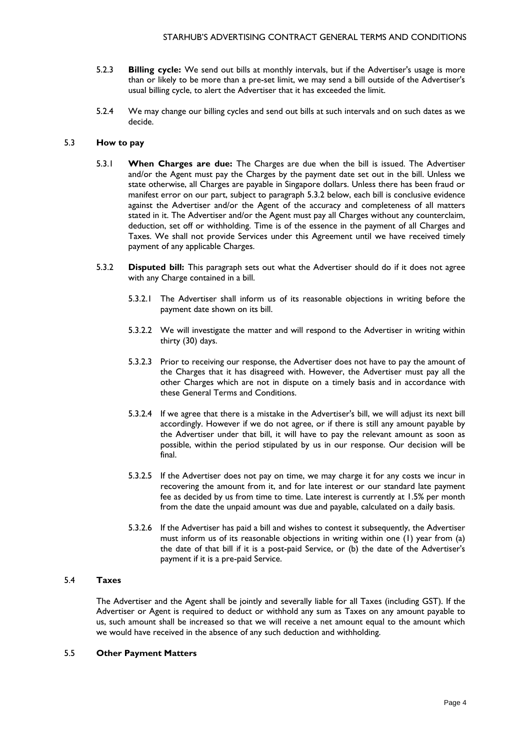5.2.3 **Billing cycle:** We send out bills at monthly intervals, but if the Advertiser's usage is more than or likely to be more than a pre-set limit, we may send a bill outside of the Advertiser's usual billing cycle, to alert the Advertiser that it has exceeded the limit.

5.2.4 We may change our billing cycles and send out bills at such intervals and on such dates as we decide.

### 5.3 How to pay

5.3.1 **When Charges are due:** The Charges are due when the bill is issued. The Advertiser and/or the Agent must pay the Charges by the payment date set out in the bill. Unless we state otherwise, all Charges are payable in Singapore dollars. Unless there has been fraud or manifest error on our part, subject to paragraph 5.3.2 below, each bill is conclusive evidence against the Advertiser and/or the Agent of the accuracy and completeness of all matters stated in it. The Advertiser and/or the Agent must pay all Charges without any counterclaim, deduction, set off or withholding. Time is of the essence in the payment of all Charges and Taxes. We shall not provide Services under this Agreement until we have received timely payment of any applicable Charges.

5.3.2 **Disputed bill:** This paragraph sets out what the Advertiser should do if it does not agree with any Charge contained in a bill.

5.3.2.1 The Advertiser shall inform us of its reasonable objections in writing before the payment date shown on its bill.

5.3.2.2 We will investigate the matter and will respond to the Advertiser in writing within thirty (30) days.

5.3.2.3 Prior to receiving our response, the Advertiser does not have to pay the amount of the Charges that it has disagreed with. However, the Advertiser must pay all the other Charges which are not in dispute on a timely basis and in accordance with these General Terms and Conditions.

5.3.2.4 If we agree that there is a mistake in the Advertiser's bill, we will adjust its next bill accordingly. However if we do not agree, or if there is still any amount payable by the Advertiser under that bill, it will have to pay the relevant amount as soon as possible, within the period stipulated by us in our response. Our decision will be final.

5.3.2.5 If the Advertiser does not pay on time, we may charge it for any costs we incur in recovering the amount from it, and for late interest or our standard late payment fee as decided by us from time to time. Late interest is currently at 1.5% per month from the date the unpaid amount was due and payable, calculated on a daily basis.

5.3.2.6 If the Advertiser has paid a bill and wishes to contest it subsequently, the Advertiser must inform us of its reasonable objections in writing within one (1) year from (a) the date of that bill if it is a post-paid Service, or (b) the date of the Advertiser's payment if it is a pre-paid Service.

### 5.4 Taxes

The Advertiser and the Agent shall be jointly and severally liable for all Taxes (including GST). If the Advertiser or Agent is required to deduct or withhold any sum as Taxes on any amount payable to us, such amount shall be increased so that we will receive a net amount equal to the amount which we would have received in the absence of any such deduction and withholding.

### 5.5 Other Payment Matters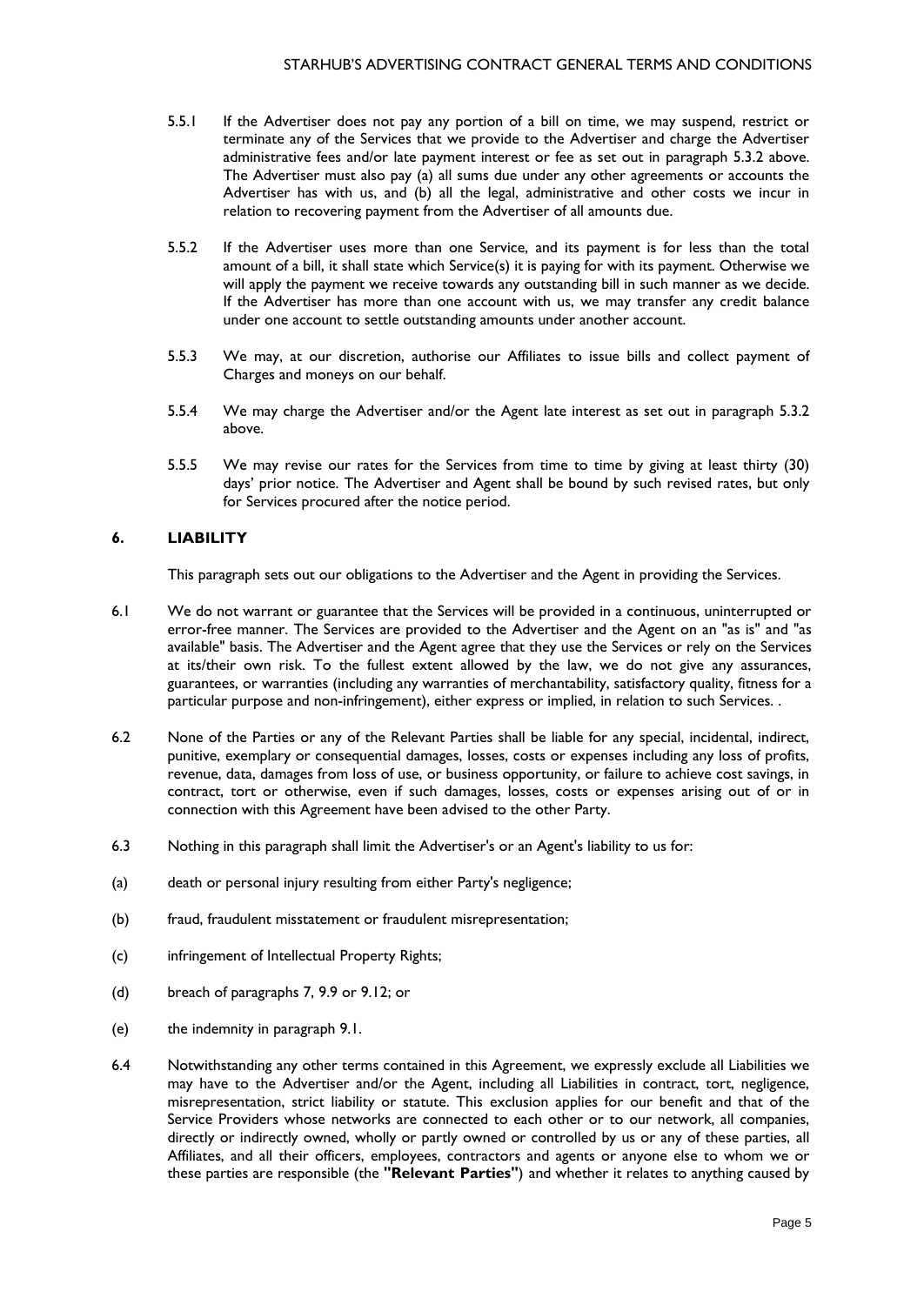5.5.1 If the Advertiser does not pay any portion of a bill on time, we may suspend, restrict or terminate any of the Services that we provide to the Advertiser and charge the Advertiser administrative fees and/or late payment interest or fee as set out in paragraph 5.3.2 above. The Advertiser must also pay (a) all sums due under any other agreements or accounts the Advertiser has with us, and (b) all the legal, administrative and other costs we incur in relation to recovering payment from the Advertiser of all amounts due.

5.5.2 If the Advertiser uses more than one Service, and its payment is for less than the total amount of a bill, it shall state which Service(s) it is paying for with its payment. Otherwise we will apply the payment we receive towards any outstanding bill in such manner as we decide. If the Advertiser has more than one account with us, we may transfer any credit balance under one account to settle outstanding amounts under another account.

5.5.3 We may, at our discretion, authorise our Affiliates to issue bills and collect payment of Charges and moneys on our behalf.

5.5.4 We may charge the Advertiser and/or the Agent late interest as set out in paragraph 5.3.2 above.

5.5.5 We may revise our rates for the Services from time to time by giving at least thirty (30) days' prior notice. The Advertiser and Agent shall be bound by such revised rates, but only for Services procured after the notice period.

## 6. LIABILITY

This paragraph sets out our obligations to the Advertiser and the Agent in providing the Services.

6.1 We do not warrant or guarantee that the Services will be provided in a continuous, uninterrupted or error-free manner. The Services are provided to the Advertiser and the Agent on an "as is" and "as available" basis. The Advertiser and the Agent agree that they use the Services or rely on the Services at its/their own risk. To the fullest extent allowed by the law, we do not give any assurances, guarantees, or warranties (including any warranties of merchantability, satisfactory quality, fitness for a particular purpose and non-infringement), either express or implied, in relation to such Services. .

6.2 None of the Parties or any of the Relevant Parties shall be liable for any special, incidental, indirect, punitive, exemplary or consequential damages, losses, costs or expenses including any loss of profits, revenue, data, damages from loss of use, or business opportunity, or failure to achieve cost savings, in contract, tort or otherwise, even if such damages, losses, costs or expenses arising out of or in connection with this Agreement have been advised to the other Party.

6.3 Nothing in this paragraph shall limit the Advertiser's or an Agent's liability to us for:

(a) death or personal injury resulting from either Party's negligence;

(b) fraud, fraudulent misstatement or fraudulent misrepresentation;

(c) infringement of Intellectual Property Rights;

(d) breach of paragraphs 7, 9.9 or 9.12; or

(e) the indemnity in paragraph 9.1.

6.4 Notwithstanding any other terms contained in this Agreement, we expressly exclude all Liabilities we may have to the Advertiser and/or the Agent, including all Liabilities in contract, tort, negligence, misrepresentation, strict liability or statute. This exclusion applies for our benefit and that of the Service Providers whose networks are connected to each other or to our network, all companies, directly or indirectly owned, wholly or partly owned or controlled by us or any of these parties, all Affiliates, and all their officers, employees, contractors and agents or anyone else to whom we or these parties are responsible (the **"Relevant Parties"**) and whether it relates to anything caused by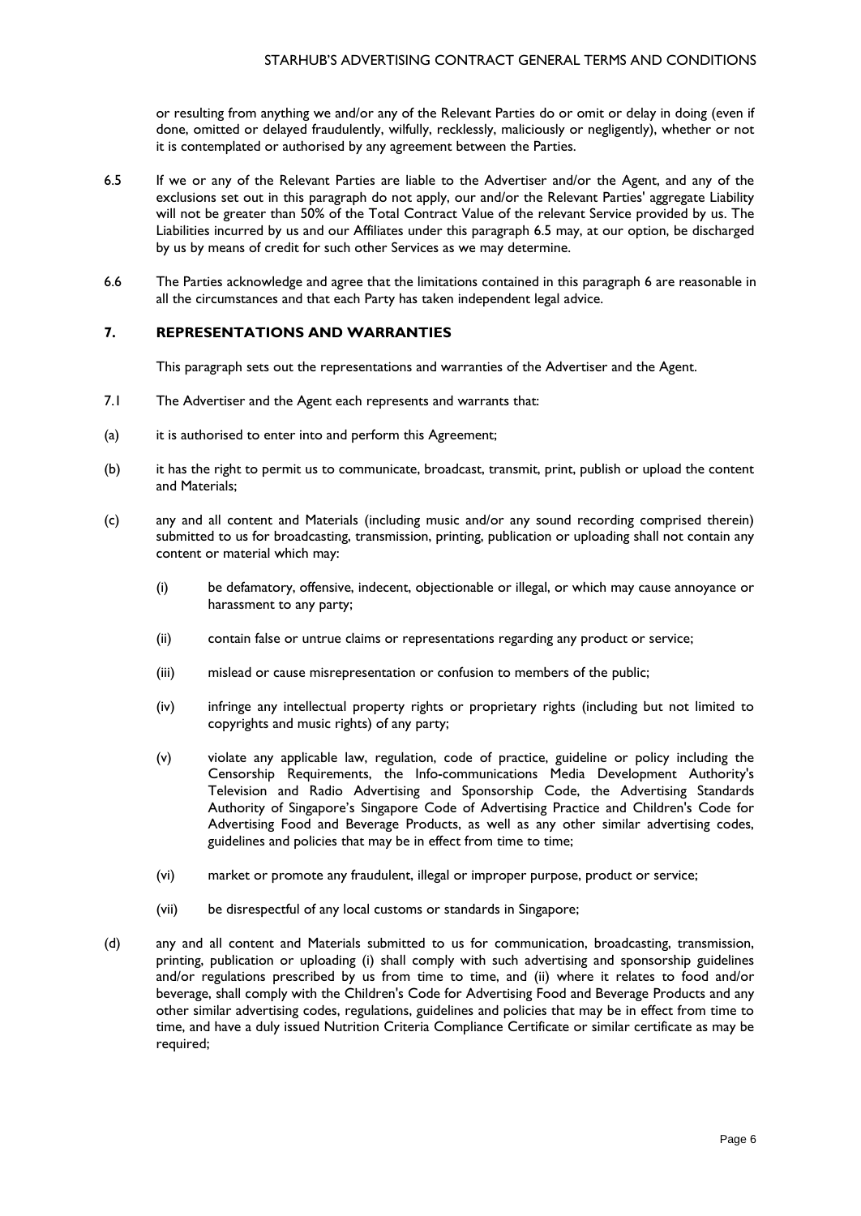or resulting from anything we and/or any of the Relevant Parties do or omit or delay in doing (even if done, omitted or delayed fraudulently, wilfully, recklessly, maliciously or negligently), whether or not it is contemplated or authorised by any agreement between the Parties.

6.5 If we or any of the Relevant Parties are liable to the Advertiser and/or the Agent, and any of the exclusions set out in this paragraph do not apply, our and/or the Relevant Parties' aggregate Liability will not be greater than 50% of the Total Contract Value of the relevant Service provided by us. The Liabilities incurred by us and our Affiliates under this paragraph 6.5 may, at our option, be discharged by us by means of credit for such other Services as we may determine.

6.6 The Parties acknowledge and agree that the limitations contained in this paragraph 6 are reasonable in all the circumstances and that each Party has taken independent legal advice.

## 7. REPRESENTATIONS AND WARRANTIES

This paragraph sets out the representations and warranties of the Advertiser and the Agent.

7.1 The Advertiser and the Agent each represents and warrants that:

(a) it is authorised to enter into and perform this Agreement;

(b) it has the right to permit us to communicate, broadcast, transmit, print, publish or upload the content and Materials;

(c) any and all content and Materials (including music and/or any sound recording comprised therein) submitted to us for broadcasting, transmission, printing, publication or uploading shall not contain any content or material which may:

   (i) be defamatory, offensive, indecent, objectionable or illegal, or which may cause annoyance or harassment to any party;

   (ii) contain false or untrue claims or representations regarding any product or service;

   (iii) mislead or cause misrepresentation or confusion to members of the public;

   (iv) infringe any intellectual property rights or proprietary rights (including but not limited to copyrights and music rights) of any party;

   (v) violate any applicable law, regulation, code of practice, guideline or policy including the Censorship Requirements, the Info-communications Media Development Authority's Television and Radio Advertising and Sponsorship Code, the Advertising Standards Authority of Singapore's Singapore Code of Advertising Practice and Children's Code for Advertising Food and Beverage Products, as well as any other similar advertising codes, guidelines and policies that may be in effect from time to time;

   (vi) market or promote any fraudulent, illegal or improper purpose, product or service;

   (vii) be disrespectful of any local customs or standards in Singapore;

(d) any and all content and Materials submitted to us for communication, broadcasting, transmission, printing, publication or uploading (i) shall comply with such advertising and sponsorship guidelines and/or regulations prescribed by us from time to time, and (ii) where it relates to food and/or beverage, shall comply with the Children's Code for Advertising Food and Beverage Products and any other similar advertising codes, regulations, guidelines and policies that may be in effect from time to time, and have a duly issued Nutrition Criteria Compliance Certificate or similar certificate as may be required;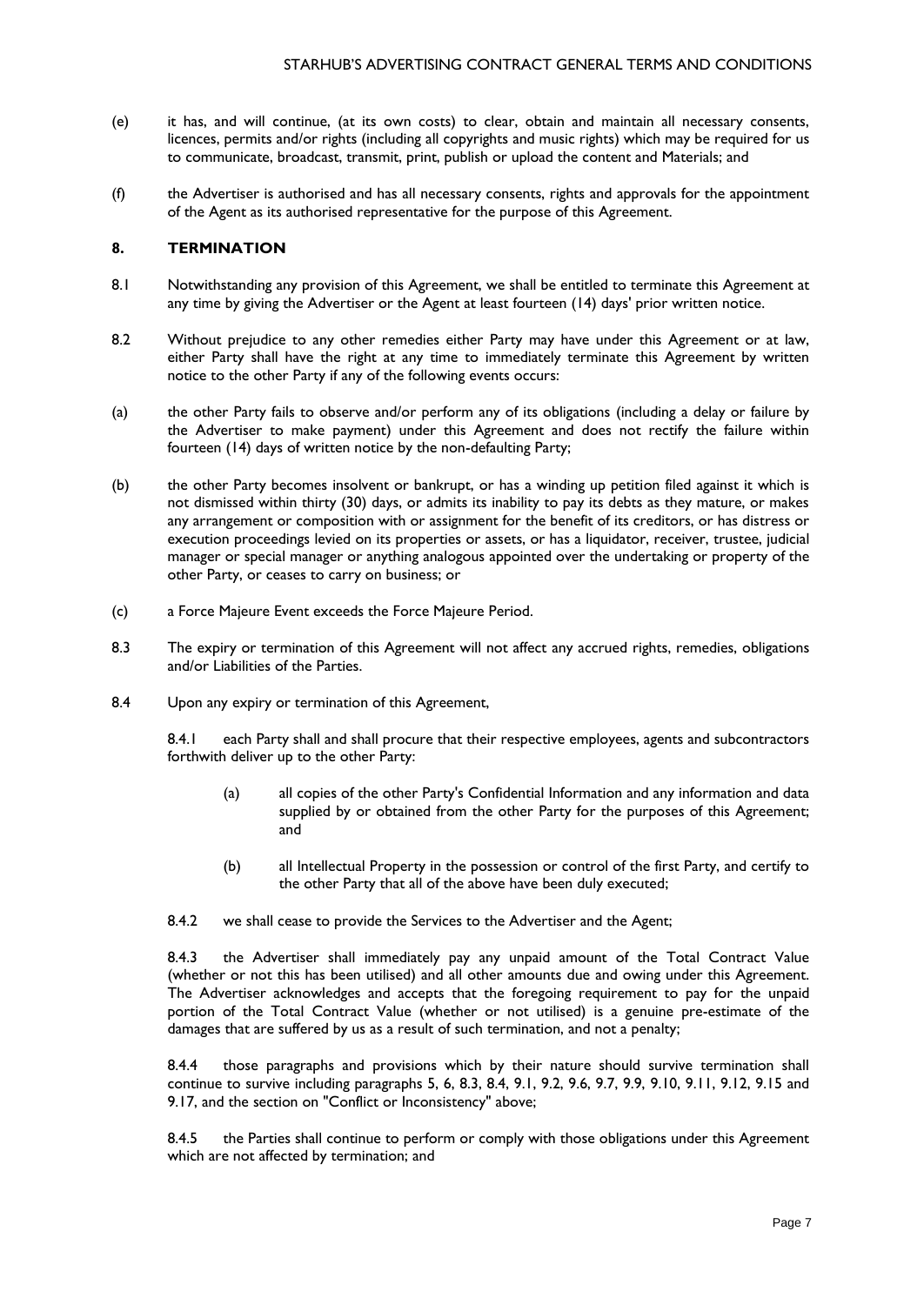(e) it has, and will continue, (at its own costs) to clear, obtain and maintain all necessary consents, licences, permits and/or rights (including all copyrights and music rights) which may be required for us to communicate, broadcast, transmit, print, publish or upload the content and Materials; and

(f) the Advertiser is authorised and has all necessary consents, rights and approvals for the appointment of the Agent as its authorised representative for the purpose of this Agreement.

## 8. TERMINATION

8.1 Notwithstanding any provision of this Agreement, we shall be entitled to terminate this Agreement at any time by giving the Advertiser or the Agent at least fourteen (14) days' prior written notice.

8.2 Without prejudice to any other remedies either Party may have under this Agreement or at law, either Party shall have the right at any time to immediately terminate this Agreement by written notice to the other Party if any of the following events occurs:

(a) the other Party fails to observe and/or perform any of its obligations (including a delay or failure by the Advertiser to make payment) under this Agreement and does not rectify the failure within fourteen (14) days of written notice by the non-defaulting Party;

(b) the other Party becomes insolvent or bankrupt, or has a winding up petition filed against it which is not dismissed within thirty (30) days, or admits its inability to pay its debts as they mature, or makes any arrangement or composition with or assignment for the benefit of its creditors, or has distress or execution proceedings levied on its properties or assets, or has a liquidator, receiver, trustee, judicial manager or special manager or anything analogous appointed over the undertaking or property of the other Party, or ceases to carry on business; or

(c) a Force Majeure Event exceeds the Force Majeure Period.

8.3 The expiry or termination of this Agreement will not affect any accrued rights, remedies, obligations and/or Liabilities of the Parties.

8.4 Upon any expiry or termination of this Agreement,

8.4.1 each Party shall and shall procure that their respective employees, agents and subcontractors forthwith deliver up to the other Party:

(a) all copies of the other Party's Confidential Information and any information and data supplied by or obtained from the other Party for the purposes of this Agreement; and

(b) all Intellectual Property in the possession or control of the first Party, and certify to the other Party that all of the above have been duly executed;

8.4.2 we shall cease to provide the Services to the Advertiser and the Agent;

8.4.3 the Advertiser shall immediately pay any unpaid amount of the Total Contract Value (whether or not this has been utilised) and all other amounts due and owing under this Agreement. The Advertiser acknowledges and accepts that the foregoing requirement to pay for the unpaid portion of the Total Contract Value (whether or not utilised) is a genuine pre-estimate of the damages that are suffered by us as a result of such termination, and not a penalty;

8.4.4 those paragraphs and provisions which by their nature should survive termination shall continue to survive including paragraphs 5, 6, 8.3, 8.4, 9.1, 9.2, 9.6, 9.7, 9.9, 9.10, 9.11, 9.12, 9.15 and 9.17, and the section on "Conflict or Inconsistency" above;

8.4.5 the Parties shall continue to perform or comply with those obligations under this Agreement which are not affected by termination; and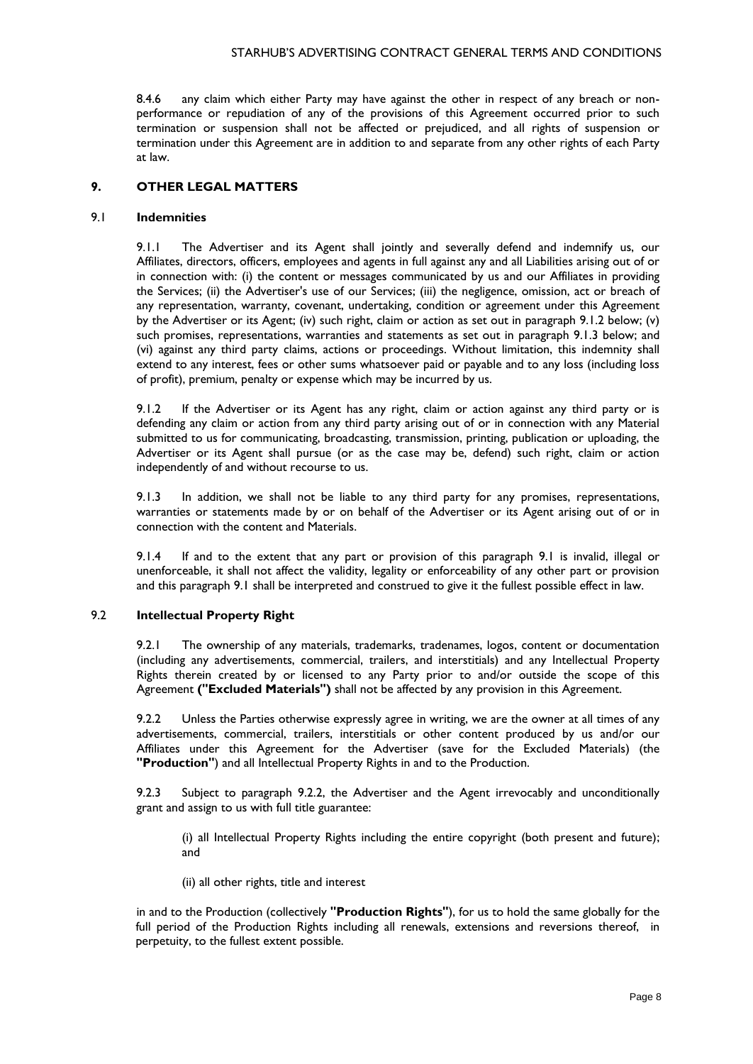8.4.6 any claim which either Party may have against the other in respect of any breach or non-performance or repudiation of any of the provisions of this Agreement occurred prior to such termination or suspension shall not be affected or prejudiced, and all rights of suspension or termination under this Agreement are in addition to and separate from any other rights of each Party at law.

## 9. OTHER LEGAL MATTERS

### 9.1 Indemnities

9.1.1 The Advertiser and its Agent shall jointly and severally defend and indemnify us, our Affiliates, directors, officers, employees and agents in full against any and all Liabilities arising out of or in connection with: (i) the content or messages communicated by us and our Affiliates in providing the Services; (ii) the Advertiser's use of our Services; (iii) the negligence, omission, act or breach of any representation, warranty, covenant, undertaking, condition or agreement under this Agreement by the Advertiser or its Agent; (iv) such right, claim or action as set out in paragraph 9.1.2 below; (v) such promises, representations, warranties and statements as set out in paragraph 9.1.3 below; and (vi) against any third party claims, actions or proceedings. Without limitation, this indemnity shall extend to any interest, fees or other sums whatsoever paid or payable and to any loss (including loss of profit), premium, penalty or expense which may be incurred by us.

9.1.2 If the Advertiser or its Agent has any right, claim or action against any third party or is defending any claim or action from any third party arising out of or in connection with any Material submitted to us for communicating, broadcasting, transmission, printing, publication or uploading, the Advertiser or its Agent shall pursue (or as the case may be, defend) such right, claim or action independently of and without recourse to us.

9.1.3 In addition, we shall not be liable to any third party for any promises, representations, warranties or statements made by or on behalf of the Advertiser or its Agent arising out of or in connection with the content and Materials.

9.1.4 If and to the extent that any part or provision of this paragraph 9.1 is invalid, illegal or unenforceable, it shall not affect the validity, legality or enforceability of any other part or provision and this paragraph 9.1 shall be interpreted and construed to give it the fullest possible effect in law.

### 9.2 Intellectual Property Right

9.2.1 The ownership of any materials, trademarks, tradenames, logos, content or documentation (including any advertisements, commercial, trailers, and interstitials) and any Intellectual Property Rights therein created by or licensed to any Party prior to and/or outside the scope of this Agreement **("Excluded Materials")** shall not be affected by any provision in this Agreement.

9.2.2 Unless the Parties otherwise expressly agree in writing, we are the owner at all times of any advertisements, commercial, trailers, interstitials or other content produced by us and/or our Affiliates under this Agreement for the Advertiser (save for the Excluded Materials) (the **"Production"**) and all Intellectual Property Rights in and to the Production.

9.2.3 Subject to paragraph 9.2.2, the Advertiser and the Agent irrevocably and unconditionally grant and assign to us with full title guarantee:

(i) all Intellectual Property Rights including the entire copyright (both present and future); and

(ii) all other rights, title and interest

in and to the Production (collectively **"Production Rights"**), for us to hold the same globally for the full period of the Production Rights including all renewals, extensions and reversions thereof, in perpetuity, to the fullest extent possible.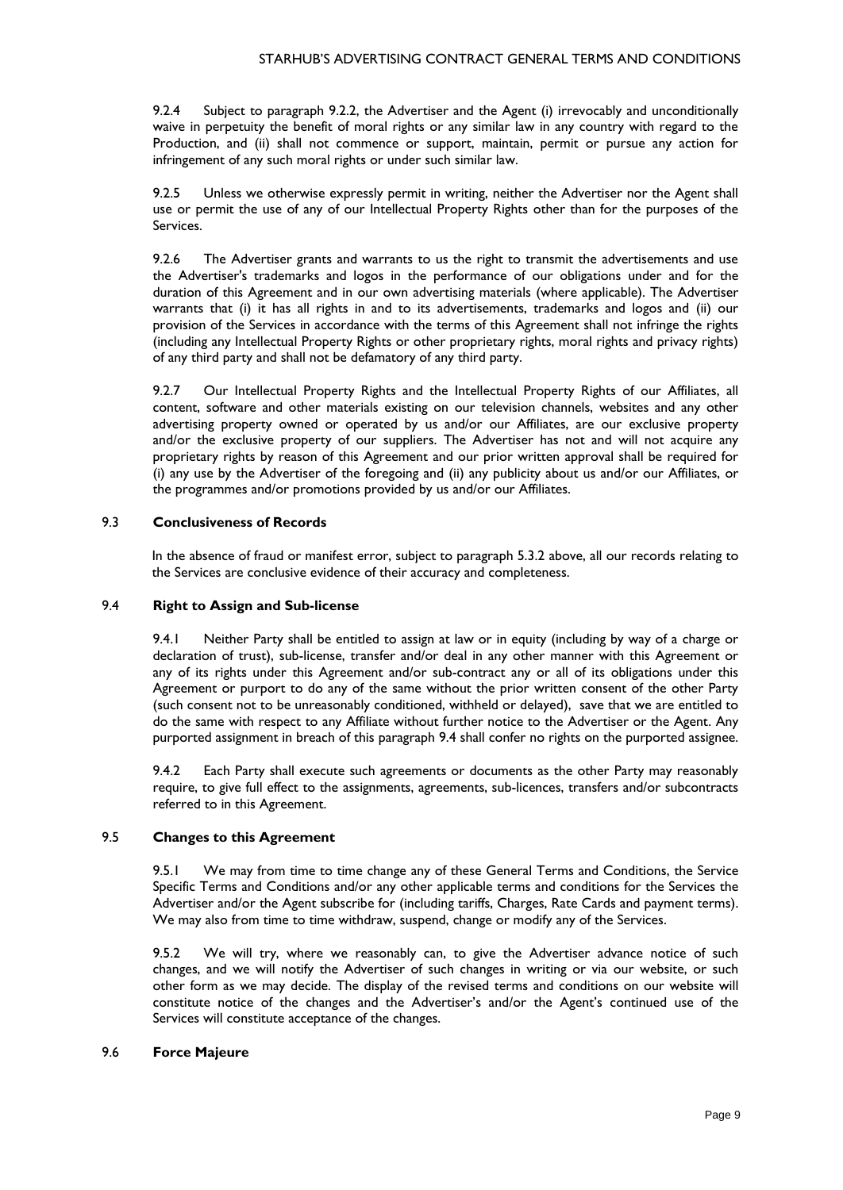9.2.4 Subject to paragraph 9.2.2, the Advertiser and the Agent (i) irrevocably and unconditionally waive in perpetuity the benefit of moral rights or any similar law in any country with regard to the Production, and (ii) shall not commence or support, maintain, permit or pursue any action for infringement of any such moral rights or under such similar law.

9.2.5 Unless we otherwise expressly permit in writing, neither the Advertiser nor the Agent shall use or permit the use of any of our Intellectual Property Rights other than for the purposes of the Services.

9.2.6 The Advertiser grants and warrants to us the right to transmit the advertisements and use the Advertiser's trademarks and logos in the performance of our obligations under and for the duration of this Agreement and in our own advertising materials (where applicable). The Advertiser warrants that (i) it has all rights in and to its advertisements, trademarks and logos and (ii) our provision of the Services in accordance with the terms of this Agreement shall not infringe the rights (including any Intellectual Property Rights or other proprietary rights, moral rights and privacy rights) of any third party and shall not be defamatory of any third party.

9.2.7 Our Intellectual Property Rights and the Intellectual Property Rights of our Affiliates, all content, software and other materials existing on our television channels, websites and any other advertising property owned or operated by us and/or our Affiliates, are our exclusive property and/or the exclusive property of our suppliers. The Advertiser has not and will not acquire any proprietary rights by reason of this Agreement and our prior written approval shall be required for (i) any use by the Advertiser of the foregoing and (ii) any publicity about us and/or our Affiliates, or the programmes and/or promotions provided by us and/or our Affiliates.

### 9.3 Conclusiveness of Records

In the absence of fraud or manifest error, subject to paragraph 5.3.2 above, all our records relating to the Services are conclusive evidence of their accuracy and completeness.

### 9.4 Right to Assign and Sub-license

9.4.1 Neither Party shall be entitled to assign at law or in equity (including by way of a charge or declaration of trust), sub-license, transfer and/or deal in any other manner with this Agreement or any of its rights under this Agreement and/or sub-contract any or all of its obligations under this Agreement or purport to do any of the same without the prior written consent of the other Party (such consent not to be unreasonably conditioned, withheld or delayed), save that we are entitled to do the same with respect to any Affiliate without further notice to the Advertiser or the Agent. Any purported assignment in breach of this paragraph 9.4 shall confer no rights on the purported assignee.

9.4.2 Each Party shall execute such agreements or documents as the other Party may reasonably require, to give full effect to the assignments, agreements, sub-licences, transfers and/or subcontracts referred to in this Agreement.

### 9.5 Changes to this Agreement

9.5.1 We may from time to time change any of these General Terms and Conditions, the Service Specific Terms and Conditions and/or any other applicable terms and conditions for the Services the Advertiser and/or the Agent subscribe for (including tariffs, Charges, Rate Cards and payment terms). We may also from time to time withdraw, suspend, change or modify any of the Services.

9.5.2 We will try, where we reasonably can, to give the Advertiser advance notice of such changes, and we will notify the Advertiser of such changes in writing or via our website, or such other form as we may decide. The display of the revised terms and conditions on our website will constitute notice of the changes and the Advertiser's and/or the Agent's continued use of the Services will constitute acceptance of the changes.

### 9.6 Force Majeure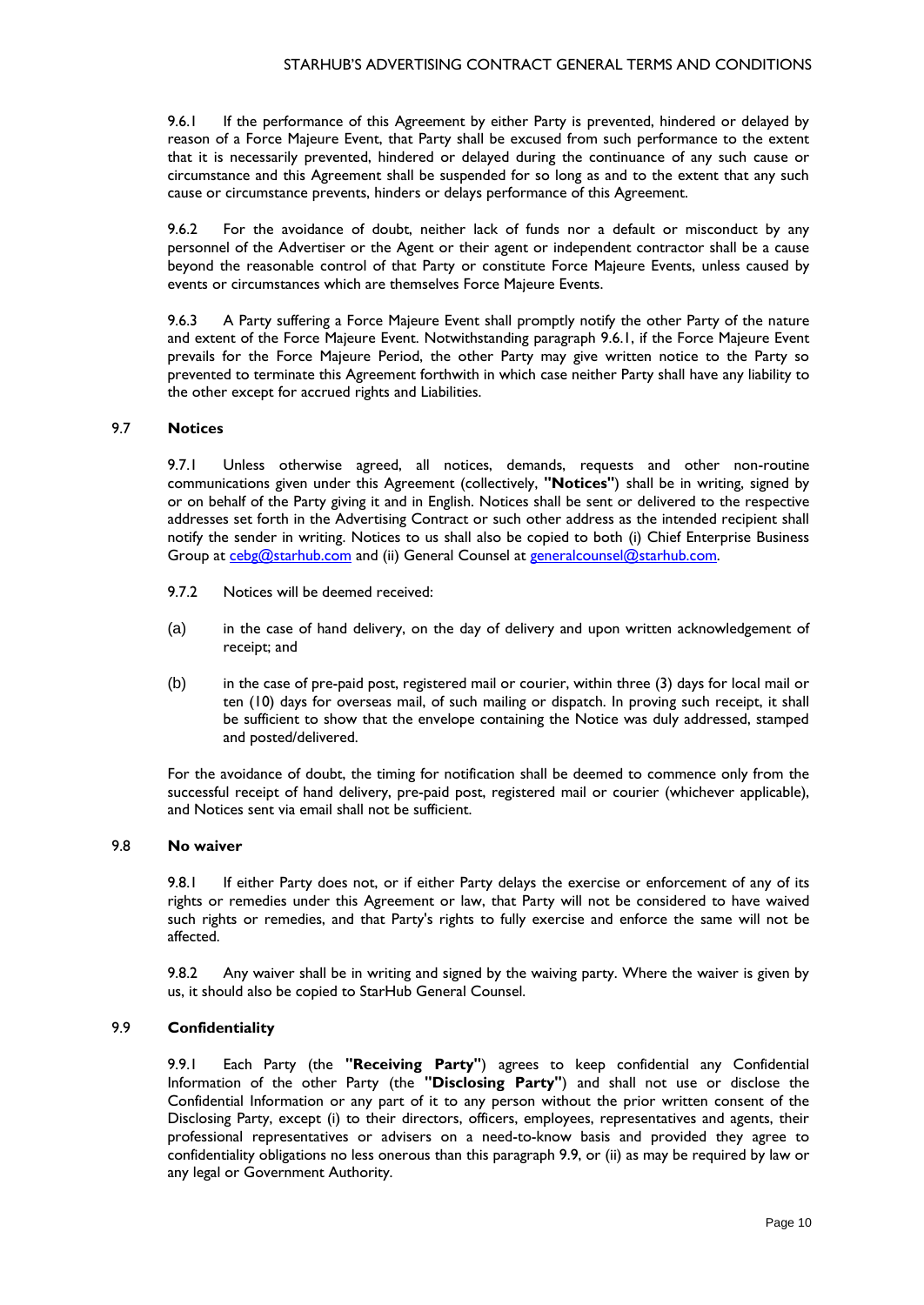9.6.1 If the performance of this Agreement by either Party is prevented, hindered or delayed by reason of a Force Majeure Event, that Party shall be excused from such performance to the extent that it is necessarily prevented, hindered or delayed during the continuance of any such cause or circumstance and this Agreement shall be suspended for so long as and to the extent that any such cause or circumstance prevents, hinders or delays performance of this Agreement.

9.6.2 For the avoidance of doubt, neither lack of funds nor a default or misconduct by any personnel of the Advertiser or the Agent or their agent or independent contractor shall be a cause beyond the reasonable control of that Party or constitute Force Majeure Events, unless caused by events or circumstances which are themselves Force Majeure Events.

9.6.3 A Party suffering a Force Majeure Event shall promptly notify the other Party of the nature and extent of the Force Majeure Event. Notwithstanding paragraph 9.6.1, if the Force Majeure Event prevails for the Force Majeure Period, the other Party may give written notice to the Party so prevented to terminate this Agreement forthwith in which case neither Party shall have any liability to the other except for accrued rights and Liabilities.

### 9.7 Notices

9.7.1 Unless otherwise agreed, all notices, demands, requests and other non-routine communications given under this Agreement (collectively, **"Notices"**) shall be in writing, signed by or on behalf of the Party giving it and in English. Notices shall be sent or delivered to the respective addresses set forth in the Advertising Contract or such other address as the intended recipient shall notify the sender in writing. Notices to us shall also be copied to both (i) Chief Enterprise Business Group at cebg@starhub.com and (ii) General Counsel at generalcounsel@starhub.com.

9.7.2 Notices will be deemed received:

(a) in the case of hand delivery, on the day of delivery and upon written acknowledgement of receipt; and

(b) in the case of pre-paid post, registered mail or courier, within three (3) days for local mail or ten (10) days for overseas mail, of such mailing or dispatch. In proving such receipt, it shall be sufficient to show that the envelope containing the Notice was duly addressed, stamped and posted/delivered.

For the avoidance of doubt, the timing for notification shall be deemed to commence only from the successful receipt of hand delivery, pre-paid post, registered mail or courier (whichever applicable), and Notices sent via email shall not be sufficient.

### 9.8 No waiver

9.8.1 If either Party does not, or if either Party delays the exercise or enforcement of any of its rights or remedies under this Agreement or law, that Party will not be considered to have waived such rights or remedies, and that Party's rights to fully exercise and enforce the same will not be affected.

9.8.2 Any waiver shall be in writing and signed by the waiving party. Where the waiver is given by us, it should also be copied to StarHub General Counsel.

### 9.9 Confidentiality

9.9.1 Each Party (the **"Receiving Party"**) agrees to keep confidential any Confidential Information of the other Party (the **"Disclosing Party"**) and shall not use or disclose the Confidential Information or any part of it to any person without the prior written consent of the Disclosing Party, except (i) to their directors, officers, employees, representatives and agents, their professional representatives or advisers on a need-to-know basis and provided they agree to confidentiality obligations no less onerous than this paragraph 9.9, or (ii) as may be required by law or any legal or Government Authority.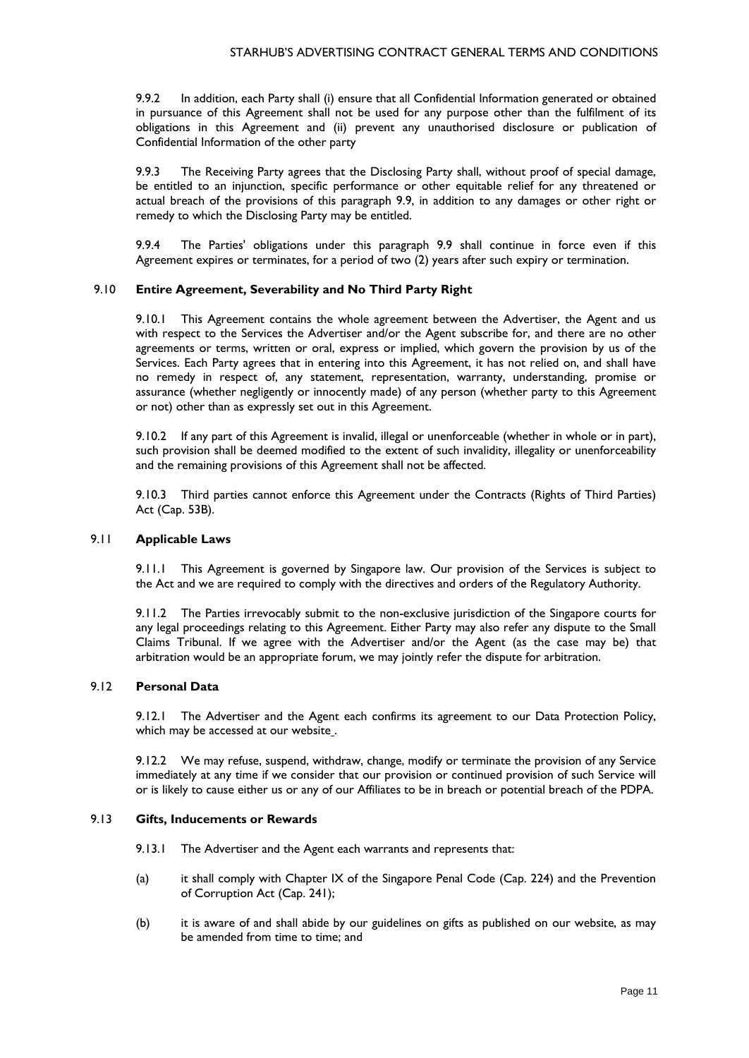9.9.2 In addition, each Party shall (i) ensure that all Confidential Information generated or obtained in pursuance of this Agreement shall not be used for any purpose other than the fulfilment of its obligations in this Agreement and (ii) prevent any unauthorised disclosure or publication of Confidential Information of the other party

9.9.3 The Receiving Party agrees that the Disclosing Party shall, without proof of special damage, be entitled to an injunction, specific performance or other equitable relief for any threatened or actual breach of the provisions of this paragraph 9.9, in addition to any damages or other right or remedy to which the Disclosing Party may be entitled.

9.9.4 The Parties' obligations under this paragraph 9.9 shall continue in force even if this Agreement expires or terminates, for a period of two (2) years after such expiry or termination.

### 9.10 Entire Agreement, Severability and No Third Party Right

9.10.1 This Agreement contains the whole agreement between the Advertiser, the Agent and us with respect to the Services the Advertiser and/or the Agent subscribe for, and there are no other agreements or terms, written or oral, express or implied, which govern the provision by us of the Services. Each Party agrees that in entering into this Agreement, it has not relied on, and shall have no remedy in respect of, any statement, representation, warranty, understanding, promise or assurance (whether negligently or innocently made) of any person (whether party to this Agreement or not) other than as expressly set out in this Agreement.

9.10.2 If any part of this Agreement is invalid, illegal or unenforceable (whether in whole or in part), such provision shall be deemed modified to the extent of such invalidity, illegality or unenforceability and the remaining provisions of this Agreement shall not be affected.

9.10.3 Third parties cannot enforce this Agreement under the Contracts (Rights of Third Parties) Act (Cap. 53B).

### 9.11 Applicable Laws

9.11.1 This Agreement is governed by Singapore law. Our provision of the Services is subject to the Act and we are required to comply with the directives and orders of the Regulatory Authority.

9.11.2 The Parties irrevocably submit to the non-exclusive jurisdiction of the Singapore courts for any legal proceedings relating to this Agreement. Either Party may also refer any dispute to the Small Claims Tribunal. If we agree with the Advertiser and/or the Agent (as the case may be) that arbitration would be an appropriate forum, we may jointly refer the dispute for arbitration.

### 9.12 Personal Data

9.12.1 The Advertiser and the Agent each confirms its agreement to our Data Protection Policy, which may be accessed at our website .

9.12.2 We may refuse, suspend, withdraw, change, modify or terminate the provision of any Service immediately at any time if we consider that our provision or continued provision of such Service will or is likely to cause either us or any of our Affiliates to be in breach or potential breach of the PDPA.

### 9.13 Gifts, Inducements or Rewards

9.13.1 The Advertiser and the Agent each warrants and represents that:

(a) it shall comply with Chapter IX of the Singapore Penal Code (Cap. 224) and the Prevention of Corruption Act (Cap. 241);

(b) it is aware of and shall abide by our guidelines on gifts as published on our website, as may be amended from time to time; and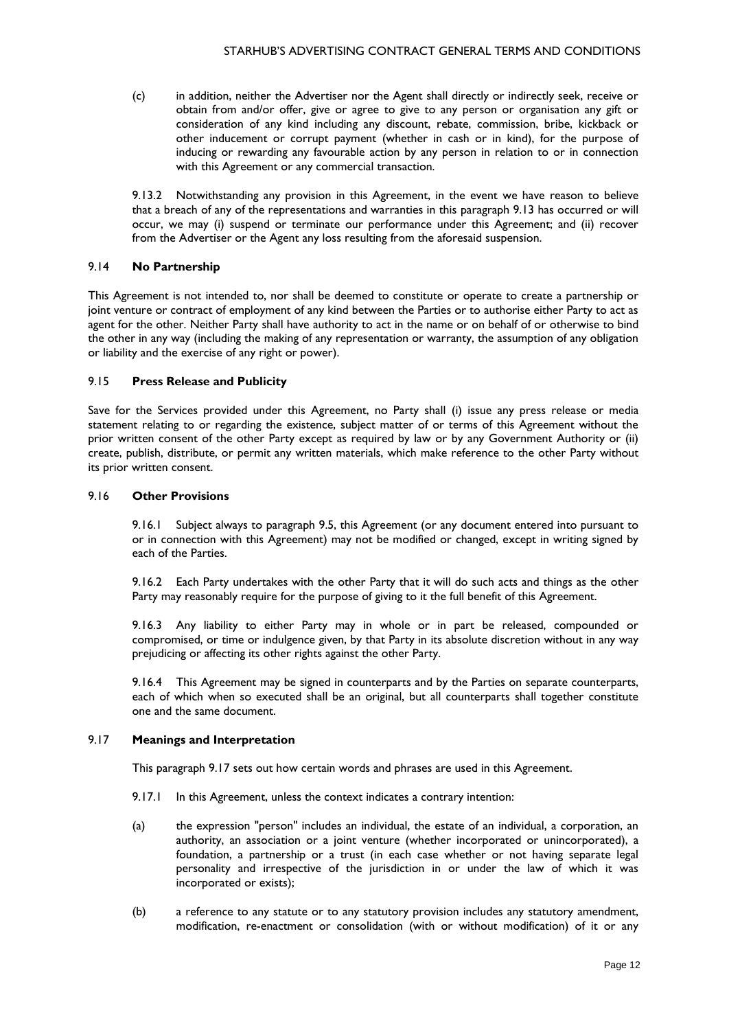(c) in addition, neither the Advertiser nor the Agent shall directly or indirectly seek, receive or obtain from and/or offer, give or agree to give to any person or organisation any gift or consideration of any kind including any discount, rebate, commission, bribe, kickback or other inducement or corrupt payment (whether in cash or in kind), for the purpose of inducing or rewarding any favourable action by any person in relation to or in connection with this Agreement or any commercial transaction.

9.13.2 Notwithstanding any provision in this Agreement, in the event we have reason to believe that a breach of any of the representations and warranties in this paragraph 9.13 has occurred or will occur, we may (i) suspend or terminate our performance under this Agreement; and (ii) recover from the Advertiser or the Agent any loss resulting from the aforesaid suspension.

### 9.14 **No Partnership**

This Agreement is not intended to, nor shall be deemed to constitute or operate to create a partnership or joint venture or contract of employment of any kind between the Parties or to authorise either Party to act as agent for the other. Neither Party shall have authority to act in the name or on behalf of or otherwise to bind the other in any way (including the making of any representation or warranty, the assumption of any obligation or liability and the exercise of any right or power).

### 9.15 **Press Release and Publicity**

Save for the Services provided under this Agreement, no Party shall (i) issue any press release or media statement relating to or regarding the existence, subject matter of or terms of this Agreement without the prior written consent of the other Party except as required by law or by any Government Authority or (ii) create, publish, distribute, or permit any written materials, which make reference to the other Party without its prior written consent.

### 9.16 **Other Provisions**

9.16.1 Subject always to paragraph 9.5, this Agreement (or any document entered into pursuant to or in connection with this Agreement) may not be modified or changed, except in writing signed by each of the Parties.

9.16.2 Each Party undertakes with the other Party that it will do such acts and things as the other Party may reasonably require for the purpose of giving to it the full benefit of this Agreement.

9.16.3 Any liability to either Party may in whole or in part be released, compounded or compromised, or time or indulgence given, by that Party in its absolute discretion without in any way prejudicing or affecting its other rights against the other Party.

9.16.4 This Agreement may be signed in counterparts and by the Parties on separate counterparts, each of which when so executed shall be an original, but all counterparts shall together constitute one and the same document.

### 9.17 **Meanings and Interpretation**

This paragraph 9.17 sets out how certain words and phrases are used in this Agreement.

9.17.1 In this Agreement, unless the context indicates a contrary intention:

(a) the expression "person" includes an individual, the estate of an individual, a corporation, an authority, an association or a joint venture (whether incorporated or unincorporated), a foundation, a partnership or a trust (in each case whether or not having separate legal personality and irrespective of the jurisdiction in or under the law of which it was incorporated or exists);

(b) a reference to any statute or to any statutory provision includes any statutory amendment, modification, re-enactment or consolidation (with or without modification) of it or any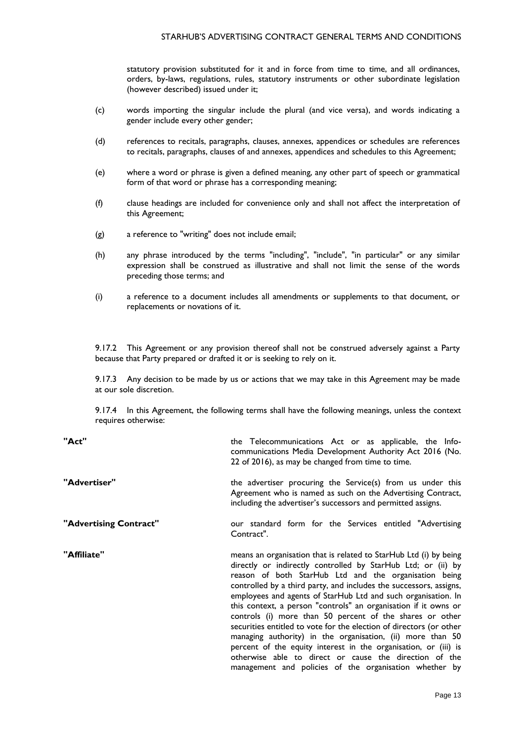statutory provision substituted for it and in force from time to time, and all ordinances, orders, by-laws, regulations, rules, statutory instruments or other subordinate legislation (however described) issued under it;

(c) words importing the singular include the plural (and vice versa), and words indicating a gender include every other gender;

(d) references to recitals, paragraphs, clauses, annexes, appendices or schedules are references to recitals, paragraphs, clauses of and annexes, appendices and schedules to this Agreement;

(e) where a word or phrase is given a defined meaning, any other part of speech or grammatical form of that word or phrase has a corresponding meaning;

(f) clause headings are included for convenience only and shall not affect the interpretation of this Agreement;

(g) a reference to "writing" does not include email;

(h) any phrase introduced by the terms "including", "include", "in particular" or any similar expression shall be construed as illustrative and shall not limit the sense of the words preceding those terms; and

(i) a reference to a document includes all amendments or supplements to that document, or replacements or novations of it.

9.17.2 This Agreement or any provision thereof shall not be construed adversely against a Party because that Party prepared or drafted it or is seeking to rely on it.

9.17.3 Any decision to be made by us or actions that we may take in this Agreement may be made at our sole discretion.

9.17.4 In this Agreement, the following terms shall have the following meanings, unless the context requires otherwise:

**"Act"** the Telecommunications Act or as applicable, the Info-communications Media Development Authority Act 2016 (No. 22 of 2016), as may be changed from time to time.

**"Advertiser"** the advertiser procuring the Service(s) from us under this Agreement who is named as such on the Advertising Contract, including the advertiser's successors and permitted assigns.

**"Advertising Contract"** our standard form for the Services entitled "Advertising Contract".

**"Affiliate"** means an organisation that is related to StarHub Ltd (i) by being directly or indirectly controlled by StarHub Ltd; or (ii) by reason of both StarHub Ltd and the organisation being controlled by a third party, and includes the successors, assigns, employees and agents of StarHub Ltd and such organisation. In this context, a person "controls" an organisation if it owns or controls (i) more than 50 percent of the shares or other securities entitled to vote for the election of directors (or other managing authority) in the organisation, (ii) more than 50 percent of the equity interest in the organisation, or (iii) is otherwise able to direct or cause the direction of the management and policies of the organisation whether by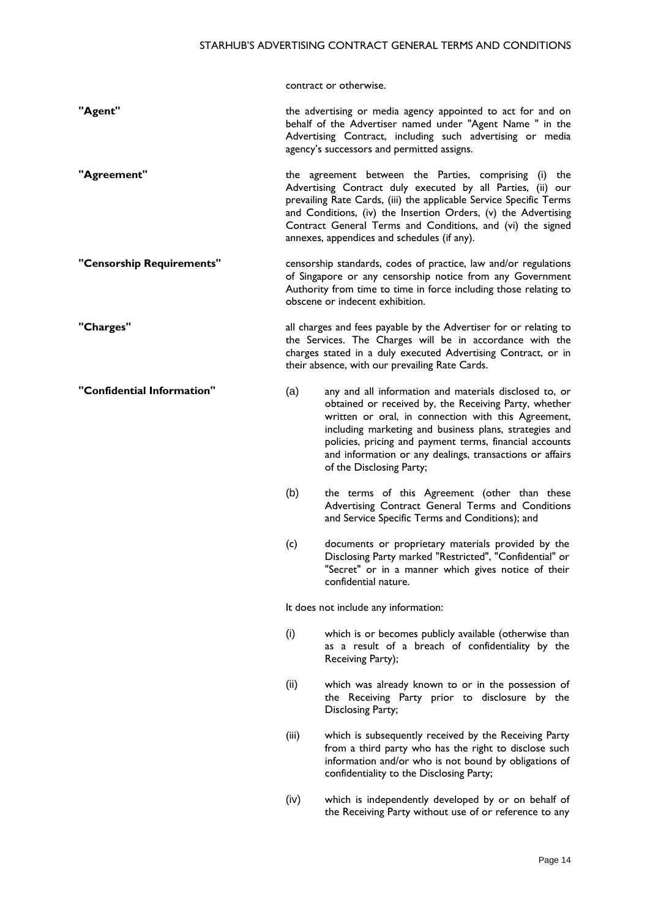contract or otherwise.

**"Agent"** the advertising or media agency appointed to act for and on behalf of the Advertiser named under "Agent Name " in the Advertising Contract, including such advertising or media agency's successors and permitted assigns.

**"Agreement"** the agreement between the Parties, comprising (i) the Advertising Contract duly executed by all Parties, (ii) our prevailing Rate Cards, (iii) the applicable Service Specific Terms and Conditions, (iv) the Insertion Orders, (v) the Advertising Contract General Terms and Conditions, and (vi) the signed annexes, appendices and schedules (if any).

**"Censorship Requirements"** censorship standards, codes of practice, law and/or regulations of Singapore or any censorship notice from any Government Authority from time to time in force including those relating to obscene or indecent exhibition.

**"Charges"** all charges and fees payable by the Advertiser for or relating to the Services. The Charges will be in accordance with the charges stated in a duly executed Advertising Contract, or in their absence, with our prevailing Rate Cards.

**"Confidential Information"**

(a) any and all information and materials disclosed to, or obtained or received by, the Receiving Party, whether written or oral, in connection with this Agreement, including marketing and business plans, strategies and policies, pricing and payment terms, financial accounts and information or any dealings, transactions or affairs of the Disclosing Party;

(b) the terms of this Agreement (other than these Advertising Contract General Terms and Conditions and Service Specific Terms and Conditions); and

(c) documents or proprietary materials provided by the Disclosing Party marked "Restricted", "Confidential" or "Secret" or in a manner which gives notice of their confidential nature.

It does not include any information:

(i) which is or becomes publicly available (otherwise than as a result of a breach of confidentiality by the Receiving Party);

(ii) which was already known to or in the possession of the Receiving Party prior to disclosure by the Disclosing Party;

(iii) which is subsequently received by the Receiving Party from a third party who has the right to disclose such information and/or who is not bound by obligations of confidentiality to the Disclosing Party;

(iv) which is independently developed by or on behalf of the Receiving Party without use of or reference to any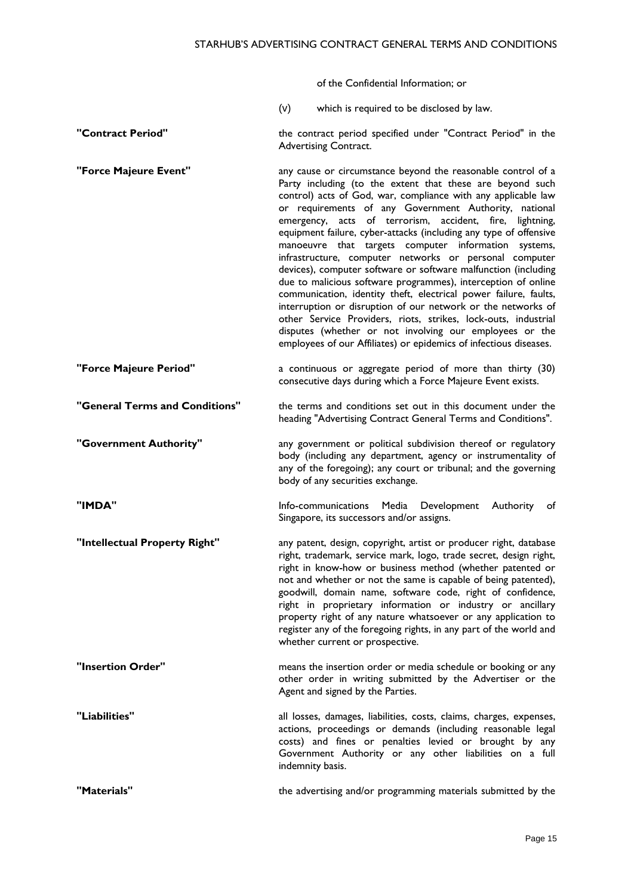of the Confidential Information; or

(v) which is required to be disclosed by law.

**"Contract Period"** the contract period specified under "Contract Period" in the Advertising Contract.

**"Force Majeure Event"** any cause or circumstance beyond the reasonable control of a Party including (to the extent that these are beyond such control) acts of God, war, compliance with any applicable law or requirements of any Government Authority, national emergency, acts of terrorism, accident, fire, lightning, equipment failure, cyber-attacks (including any type of offensive manoeuvre that targets computer information systems, infrastructure, computer networks or personal computer devices), computer software or software malfunction (including due to malicious software programmes), interception of online communication, identity theft, electrical power failure, faults, interruption or disruption of our network or the networks of other Service Providers, riots, strikes, lock-outs, industrial disputes (whether or not involving our employees or the employees of our Affiliates) or epidemics of infectious diseases.

**"Force Majeure Period"** a continuous or aggregate period of more than thirty (30) consecutive days during which a Force Majeure Event exists.

**"General Terms and Conditions"** the terms and conditions set out in this document under the heading "Advertising Contract General Terms and Conditions".

**"Government Authority"** any government or political subdivision thereof or regulatory body (including any department, agency or instrumentality of any of the foregoing); any court or tribunal; and the governing body of any securities exchange.

**"IMDA"** Info-communications Media Development Authority of Singapore, its successors and/or assigns.

**"Intellectual Property Right"** any patent, design, copyright, artist or producer right, database right, trademark, service mark, logo, trade secret, design right, right in know-how or business method (whether patented or not and whether or not the same is capable of being patented), goodwill, domain name, software code, right of confidence, right in proprietary information or industry or ancillary property right of any nature whatsoever or any application to register any of the foregoing rights, in any part of the world and whether current or prospective.

**"Insertion Order"** means the insertion order or media schedule or booking or any other order in writing submitted by the Advertiser or the Agent and signed by the Parties.

**"Liabilities"** all losses, damages, liabilities, costs, claims, charges, expenses, actions, proceedings or demands (including reasonable legal costs) and fines or penalties levied or brought by any Government Authority or any other liabilities on a full indemnity basis.

**"Materials"** the advertising and/or programming materials submitted by the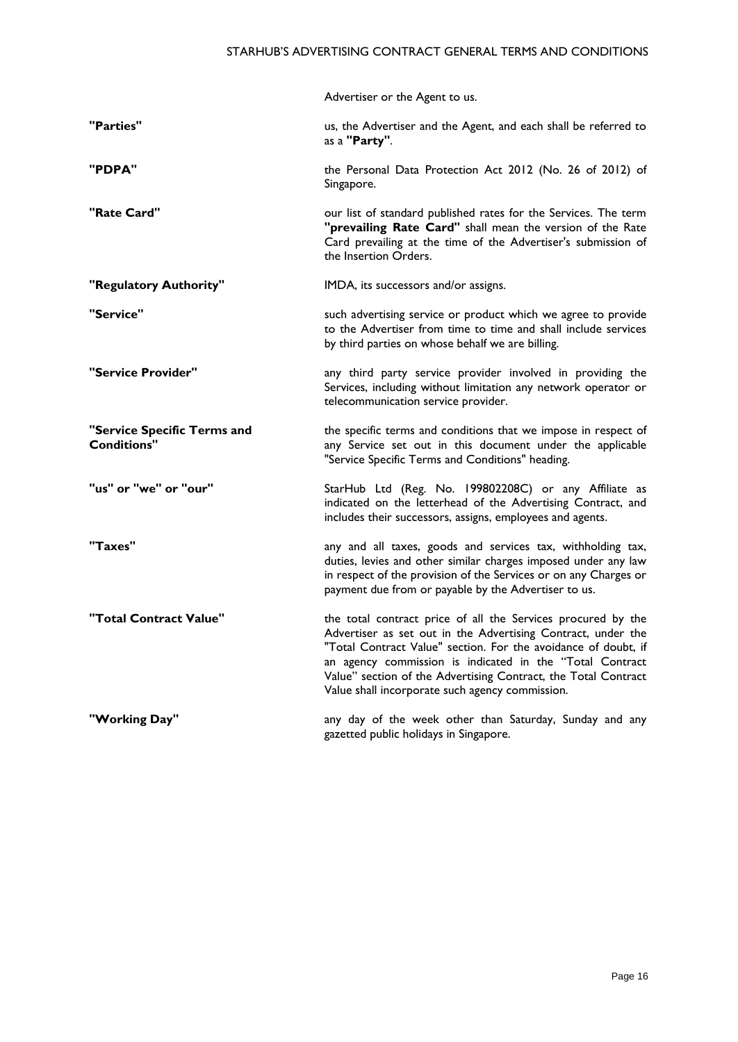| | |
|---|---|
| | Advertiser or the Agent to us. |
| **"Parties"** | us, the Advertiser and the Agent, and each shall be referred to as a **"Party"**. |
| **"PDPA"** | the Personal Data Protection Act 2012 (No. 26 of 2012) of Singapore. |
| **"Rate Card"** | our list of standard published rates for the Services. The term **"prevailing Rate Card"** shall mean the version of the Rate Card prevailing at the time of the Advertiser's submission of the Insertion Orders. |
| **"Regulatory Authority"** | IMDA, its successors and/or assigns. |
| **"Service"** | such advertising service or product which we agree to provide to the Advertiser from time to time and shall include services by third parties on whose behalf we are billing. |
| **"Service Provider"** | any third party service provider involved in providing the Services, including without limitation any network operator or telecommunication service provider. |
| **"Service Specific Terms and Conditions"** | the specific terms and conditions that we impose in respect of any Service set out in this document under the applicable "Service Specific Terms and Conditions" heading. |
| **"us" or "we" or "our"** | StarHub Ltd (Reg. No. 199802208C) or any Affiliate as indicated on the letterhead of the Advertising Contract, and includes their successors, assigns, employees and agents. |
| **"Taxes"** | any and all taxes, goods and services tax, withholding tax, duties, levies and other similar charges imposed under any law in respect of the provision of the Services or on any Charges or payment due from or payable by the Advertiser to us. |
| **"Total Contract Value"** | the total contract price of all the Services procured by the Advertiser as set out in the Advertising Contract, under the "Total Contract Value" section. For the avoidance of doubt, if an agency commission is indicated in the "Total Contract Value" section of the Advertising Contract, the Total Contract Value shall incorporate such agency commission. |
| **"Working Day"** | any day of the week other than Saturday, Sunday and any gazetted public holidays in Singapore. |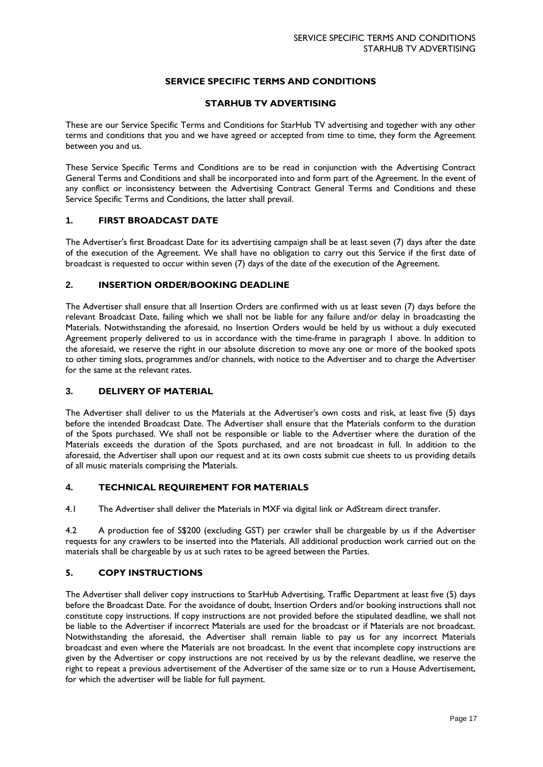# SERVICE SPECIFIC TERMS AND CONDITIONS

## STARHUB TV ADVERTISING

These are our Service Specific Terms and Conditions for StarHub TV advertising and together with any other terms and conditions that you and we have agreed or accepted from time to time, they form the Agreement between you and us.

These Service Specific Terms and Conditions are to be read in conjunction with the Advertising Contract General Terms and Conditions and shall be incorporated into and form part of the Agreement. In the event of any conflict or inconsistency between the Advertising Contract General Terms and Conditions and these Service Specific Terms and Conditions, the latter shall prevail.

### 1. FIRST BROADCAST DATE

The Advertiser's first Broadcast Date for its advertising campaign shall be at least seven (7) days after the date of the execution of the Agreement. We shall have no obligation to carry out this Service if the first date of broadcast is requested to occur within seven (7) days of the date of the execution of the Agreement.

### 2. INSERTION ORDER/BOOKING DEADLINE

The Advertiser shall ensure that all Insertion Orders are confirmed with us at least seven (7) days before the relevant Broadcast Date, failing which we shall not be liable for any failure and/or delay in broadcasting the Materials. Notwithstanding the aforesaid, no Insertion Orders would be held by us without a duly executed Agreement properly delivered to us in accordance with the time-frame in paragraph 1 above. In addition to the aforesaid, we reserve the right in our absolute discretion to move any one or more of the booked spots to other timing slots, programmes and/or channels, with notice to the Advertiser and to charge the Advertiser for the same at the relevant rates.

### 3. DELIVERY OF MATERIAL

The Advertiser shall deliver to us the Materials at the Advertiser's own costs and risk, at least five (5) days before the intended Broadcast Date. The Advertiser shall ensure that the Materials conform to the duration of the Spots purchased. We shall not be responsible or liable to the Advertiser where the duration of the Materials exceeds the duration of the Spots purchased, and are not broadcast in full. In addition to the aforesaid, the Advertiser shall upon our request and at its own costs submit cue sheets to us providing details of all music materials comprising the Materials.

### 4. TECHNICAL REQUIREMENT FOR MATERIALS

4.1 The Advertiser shall deliver the Materials in MXF via digital link or AdStream direct transfer.

4.2 A production fee of S$200 (excluding GST) per crawler shall be chargeable by us if the Advertiser requests for any crawlers to be inserted into the Materials. All additional production work carried out on the materials shall be chargeable by us at such rates to be agreed between the Parties.

### 5. COPY INSTRUCTIONS

The Advertiser shall deliver copy instructions to StarHub Advertising, Traffic Department at least five (5) days before the Broadcast Date. For the avoidance of doubt, Insertion Orders and/or booking instructions shall not constitute copy instructions. If copy instructions are not provided before the stipulated deadline, we shall not be liable to the Advertiser if incorrect Materials are used for the broadcast or if Materials are not broadcast. Notwithstanding the aforesaid, the Advertiser shall remain liable to pay us for any incorrect Materials broadcast and even where the Materials are not broadcast. In the event that incomplete copy instructions are given by the Advertiser or copy instructions are not received by us by the relevant deadline, we reserve the right to repeat a previous advertisement of the Advertiser of the same size or to run a House Advertisement, for which the advertiser will be liable for full payment.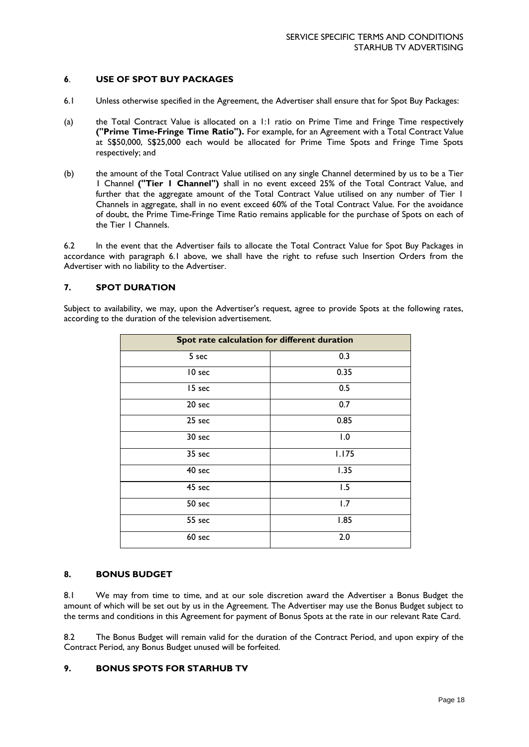## 6. USE OF SPOT BUY PACKAGES

6.1 Unless otherwise specified in the Agreement, the Advertiser shall ensure that for Spot Buy Packages:

(a) the Total Contract Value is allocated on a 1:1 ratio on Prime Time and Fringe Time respectively **("Prime Time-Fringe Time Ratio").** For example, for an Agreement with a Total Contract Value at S$50,000, S$25,000 each would be allocated for Prime Time Spots and Fringe Time Spots respectively; and

(b) the amount of the Total Contract Value utilised on any single Channel determined by us to be a Tier 1 Channel **("Tier 1 Channel")** shall in no event exceed 25% of the Total Contract Value, and further that the aggregate amount of the Total Contract Value utilised on any number of Tier 1 Channels in aggregate, shall in no event exceed 60% of the Total Contract Value. For the avoidance of doubt, the Prime Time-Fringe Time Ratio remains applicable for the purchase of Spots on each of the Tier 1 Channels.

6.2 In the event that the Advertiser fails to allocate the Total Contract Value for Spot Buy Packages in accordance with paragraph 6.1 above, we shall have the right to refuse such Insertion Orders from the Advertiser with no liability to the Advertiser.

## 7. SPOT DURATION

Subject to availability, we may, upon the Advertiser's request, agree to provide Spots at the following rates, according to the duration of the television advertisement.

| Spot rate calculation for different duration | |
|---|---|
| 5 sec | 0.3 |
| 10 sec | 0.35 |
| 15 sec | 0.5 |
| 20 sec | 0.7 |
| 25 sec | 0.85 |
| 30 sec | 1.0 |
| 35 sec | 1.175 |
| 40 sec | 1.35 |
| 45 sec | 1.5 |
| 50 sec | 1.7 |
| 55 sec | 1.85 |
| 60 sec | 2.0 |

## 8. BONUS BUDGET

8.1 We may from time to time, and at our sole discretion award the Advertiser a Bonus Budget the amount of which will be set out by us in the Agreement. The Advertiser may use the Bonus Budget subject to the terms and conditions in this Agreement for payment of Bonus Spots at the rate in our relevant Rate Card.

8.2 The Bonus Budget will remain valid for the duration of the Contract Period, and upon expiry of the Contract Period, any Bonus Budget unused will be forfeited.

## 9. BONUS SPOTS FOR STARHUB TV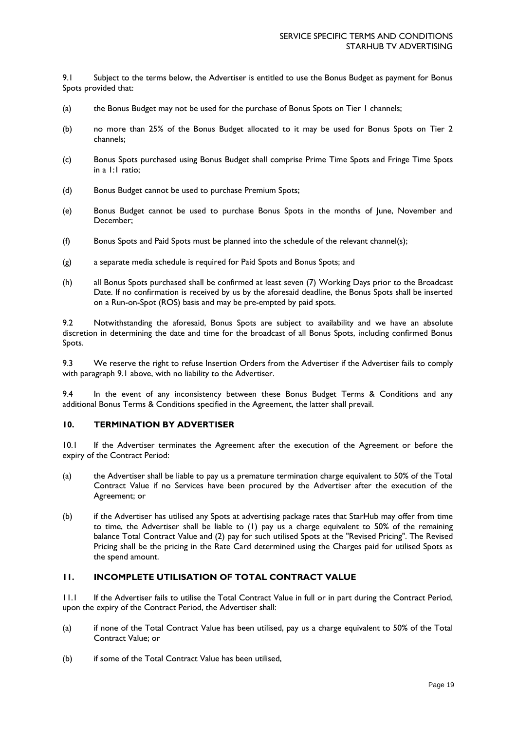9.1 Subject to the terms below, the Advertiser is entitled to use the Bonus Budget as payment for Bonus Spots provided that:

(a) the Bonus Budget may not be used for the purchase of Bonus Spots on Tier 1 channels;

(b) no more than 25% of the Bonus Budget allocated to it may be used for Bonus Spots on Tier 2 channels;

(c) Bonus Spots purchased using Bonus Budget shall comprise Prime Time Spots and Fringe Time Spots in a 1:1 ratio;

(d) Bonus Budget cannot be used to purchase Premium Spots;

(e) Bonus Budget cannot be used to purchase Bonus Spots in the months of June, November and December;

(f) Bonus Spots and Paid Spots must be planned into the schedule of the relevant channel(s);

(g) a separate media schedule is required for Paid Spots and Bonus Spots; and

(h) all Bonus Spots purchased shall be confirmed at least seven (7) Working Days prior to the Broadcast Date. If no confirmation is received by us by the aforesaid deadline, the Bonus Spots shall be inserted on a Run-on-Spot (ROS) basis and may be pre-empted by paid spots.

9.2 Notwithstanding the aforesaid, Bonus Spots are subject to availability and we have an absolute discretion in determining the date and time for the broadcast of all Bonus Spots, including confirmed Bonus Spots.

9.3 We reserve the right to refuse Insertion Orders from the Advertiser if the Advertiser fails to comply with paragraph 9.1 above, with no liability to the Advertiser.

9.4 In the event of any inconsistency between these Bonus Budget Terms & Conditions and any additional Bonus Terms & Conditions specified in the Agreement, the latter shall prevail.

## 10. TERMINATION BY ADVERTISER

10.1 If the Advertiser terminates the Agreement after the execution of the Agreement or before the expiry of the Contract Period:

(a) the Advertiser shall be liable to pay us a premature termination charge equivalent to 50% of the Total Contract Value if no Services have been procured by the Advertiser after the execution of the Agreement; or

(b) if the Advertiser has utilised any Spots at advertising package rates that StarHub may offer from time to time, the Advertiser shall be liable to (1) pay us a charge equivalent to 50% of the remaining balance Total Contract Value and (2) pay for such utilised Spots at the "Revised Pricing". The Revised Pricing shall be the pricing in the Rate Card determined using the Charges paid for utilised Spots as the spend amount.

## 11. INCOMPLETE UTILISATION OF TOTAL CONTRACT VALUE

11.1 If the Advertiser fails to utilise the Total Contract Value in full or in part during the Contract Period, upon the expiry of the Contract Period, the Advertiser shall:

(a) if none of the Total Contract Value has been utilised, pay us a charge equivalent to 50% of the Total Contract Value; or

(b) if some of the Total Contract Value has been utilised,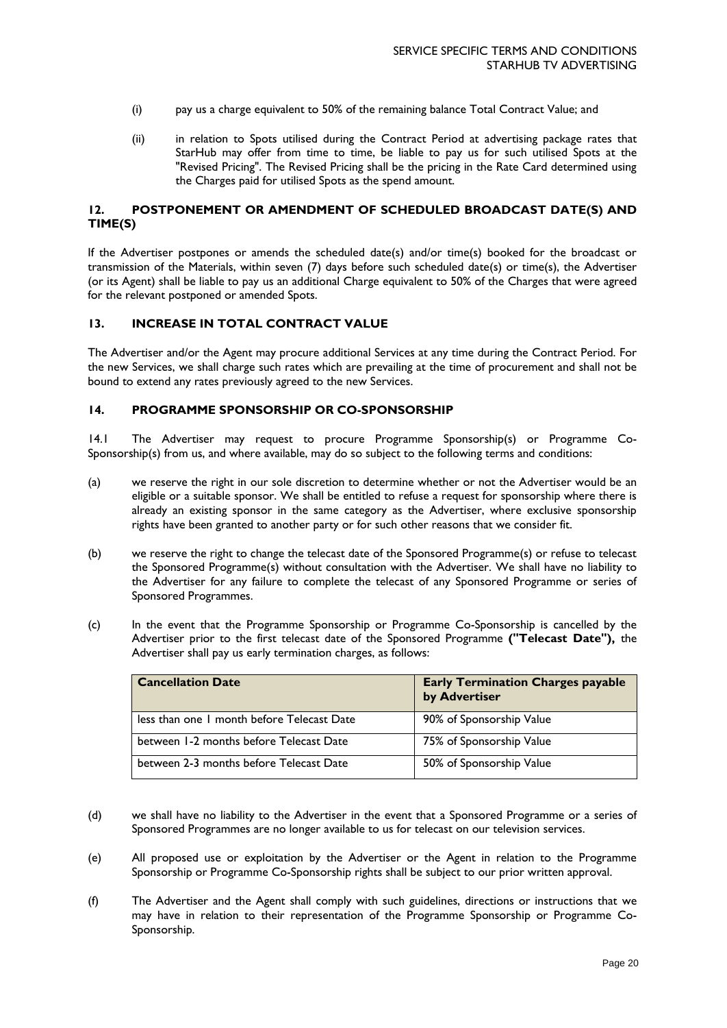(i) pay us a charge equivalent to 50% of the remaining balance Total Contract Value; and

(ii) in relation to Spots utilised during the Contract Period at advertising package rates that StarHub may offer from time to time, be liable to pay us for such utilised Spots at the "Revised Pricing". The Revised Pricing shall be the pricing in the Rate Card determined using the Charges paid for utilised Spots as the spend amount.

## 12. POSTPONEMENT OR AMENDMENT OF SCHEDULED BROADCAST DATE(S) AND TIME(S)

If the Advertiser postpones or amends the scheduled date(s) and/or time(s) booked for the broadcast or transmission of the Materials, within seven (7) days before such scheduled date(s) or time(s), the Advertiser (or its Agent) shall be liable to pay us an additional Charge equivalent to 50% of the Charges that were agreed for the relevant postponed or amended Spots.

## 13. INCREASE IN TOTAL CONTRACT VALUE

The Advertiser and/or the Agent may procure additional Services at any time during the Contract Period. For the new Services, we shall charge such rates which are prevailing at the time of procurement and shall not be bound to extend any rates previously agreed to the new Services.

## 14. PROGRAMME SPONSORSHIP OR CO-SPONSORSHIP

14.1 The Advertiser may request to procure Programme Sponsorship(s) or Programme Co-Sponsorship(s) from us, and where available, may do so subject to the following terms and conditions:

(a) we reserve the right in our sole discretion to determine whether or not the Advertiser would be an eligible or a suitable sponsor. We shall be entitled to refuse a request for sponsorship where there is already an existing sponsor in the same category as the Advertiser, where exclusive sponsorship rights have been granted to another party or for such other reasons that we consider fit.

(b) we reserve the right to change the telecast date of the Sponsored Programme(s) or refuse to telecast the Sponsored Programme(s) without consultation with the Advertiser. We shall have no liability to the Advertiser for any failure to complete the telecast of any Sponsored Programme or series of Sponsored Programmes.

(c) In the event that the Programme Sponsorship or Programme Co-Sponsorship is cancelled by the Advertiser prior to the first telecast date of the Sponsored Programme **("Telecast Date"),** the Advertiser shall pay us early termination charges, as follows:

| Cancellation Date | Early Termination Charges payable by Advertiser |
|---|---|
| less than one 1 month before Telecast Date | 90% of Sponsorship Value |
| between 1-2 months before Telecast Date | 75% of Sponsorship Value |
| between 2-3 months before Telecast Date | 50% of Sponsorship Value |

(d) we shall have no liability to the Advertiser in the event that a Sponsored Programme or a series of Sponsored Programmes are no longer available to us for telecast on our television services.

(e) All proposed use or exploitation by the Advertiser or the Agent in relation to the Programme Sponsorship or Programme Co-Sponsorship rights shall be subject to our prior written approval.

(f) The Advertiser and the Agent shall comply with such guidelines, directions or instructions that we may have in relation to their representation of the Programme Sponsorship or Programme Co-Sponsorship.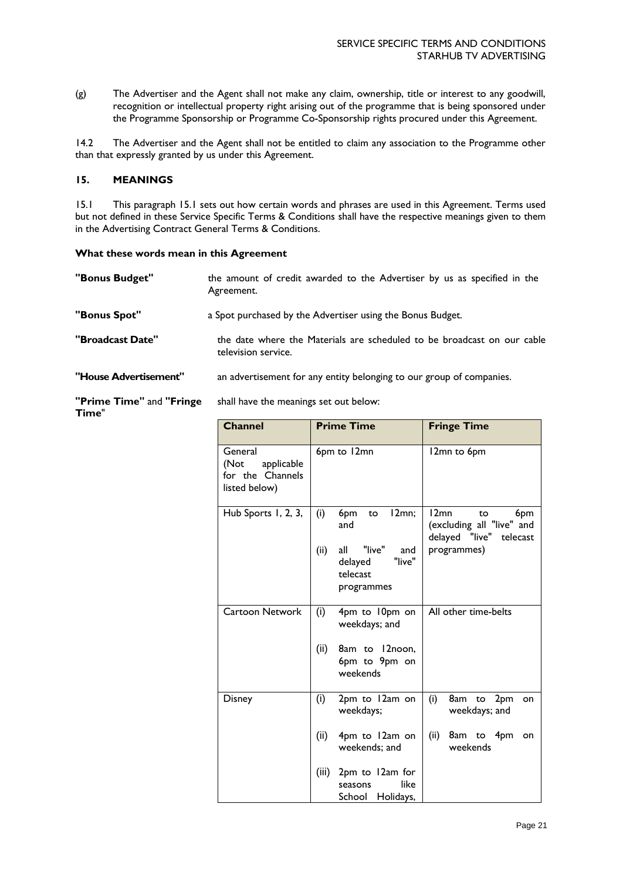(g) The Advertiser and the Agent shall not make any claim, ownership, title or interest to any goodwill, recognition or intellectual property right arising out of the programme that is being sponsored under the Programme Sponsorship or Programme Co-Sponsorship rights procured under this Agreement.

14.2 The Advertiser and the Agent shall not be entitled to claim any association to the Programme other than that expressly granted by us under this Agreement.

## 15. MEANINGS

15.1 This paragraph 15.1 sets out how certain words and phrases are used in this Agreement. Terms used but not defined in these Service Specific Terms & Conditions shall have the respective meanings given to them in the Advertising Contract General Terms & Conditions.

**What these words mean in this Agreement**

**"Bonus Budget"** the amount of credit awarded to the Advertiser by us as specified in the Agreement.

**"Bonus Spot"** a Spot purchased by the Advertiser using the Bonus Budget.

**"Broadcast Date"** the date where the Materials are scheduled to be broadcast on our cable television service.

**"House Advertisement"** an advertisement for any entity belonging to our group of companies.

**"Prime Time"** and **"Fringe Time"** shall have the meanings set out below:

| Channel | Prime Time | Fringe Time |
|---|---|---|
| General (Not applicable for the Channels listed below) | 6pm to 12mn | 12mn to 6pm |
| Hub Sports 1, 2, 3, | (i) 6pm to 12mn; and<br>(ii) all "live" and delayed "live" telecast programmes | 12mn to 6pm (excluding all "live" and delayed "live" telecast programmes) |
| Cartoon Network | (i) 4pm to 10pm on weekdays; and<br>(ii) 8am to 12noon, 6pm to 9pm on weekends | All other time-belts |
| Disney | (i) 2pm to 12am on weekdays;<br>(ii) 4pm to 12am on weekends; and<br>(iii) 2pm to 12am for seasons like School Holidays, | (i) 8am to 2pm on weekdays; and<br>(ii) 8am to 4pm on weekends |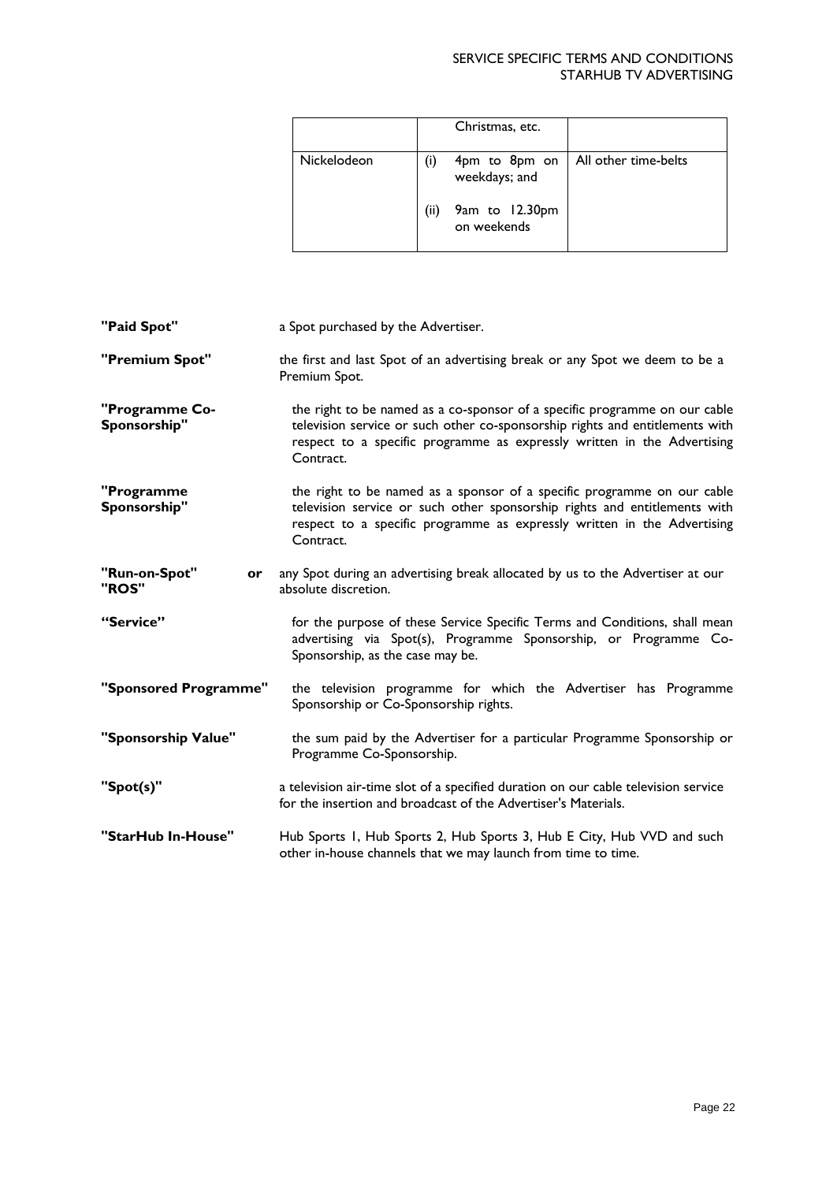| | | |
|---|---|---|
| | Christmas, etc. | |
| Nickelodeon | (i) 4pm to 8pm on weekdays; and<br><br>(ii) 9am to 12.30pm on weekends | All other time-belts |

**"Paid Spot"** a Spot purchased by the Advertiser.

**"Premium Spot"** the first and last Spot of an advertising break or any Spot we deem to be a Premium Spot.

**"Programme Co-Sponsorship"** the right to be named as a co-sponsor of a specific programme on our cable television service or such other co-sponsorship rights and entitlements with respect to a specific programme as expressly written in the Advertising Contract.

**"Programme Sponsorship"** the right to be named as a sponsor of a specific programme on our cable television service or such other sponsorship rights and entitlements with respect to a specific programme as expressly written in the Advertising Contract.

**"Run-on-Spot" or "ROS"** any Spot during an advertising break allocated by us to the Advertiser at our absolute discretion.

**"Service"** for the purpose of these Service Specific Terms and Conditions, shall mean advertising via Spot(s), Programme Sponsorship, or Programme Co-Sponsorship, as the case may be.

**"Sponsored Programme"** the television programme for which the Advertiser has Programme Sponsorship or Co-Sponsorship rights.

**"Sponsorship Value"** the sum paid by the Advertiser for a particular Programme Sponsorship or Programme Co-Sponsorship.

**"Spot(s)"** a television air-time slot of a specified duration on our cable television service for the insertion and broadcast of the Advertiser's Materials.

**"StarHub In-House"** Hub Sports 1, Hub Sports 2, Hub Sports 3, Hub E City, Hub VVD and such other in-house channels that we may launch from time to time.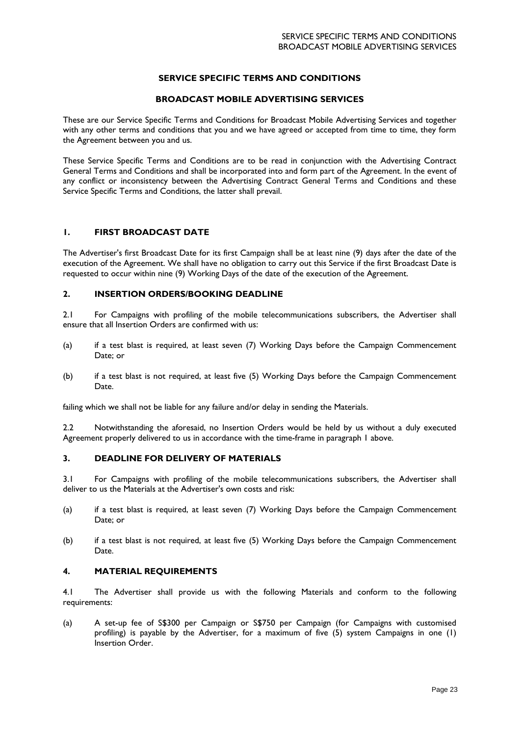# SERVICE SPECIFIC TERMS AND CONDITIONS

## BROADCAST MOBILE ADVERTISING SERVICES

These are our Service Specific Terms and Conditions for Broadcast Mobile Advertising Services and together with any other terms and conditions that you and we have agreed or accepted from time to time, they form the Agreement between you and us.

These Service Specific Terms and Conditions are to be read in conjunction with the Advertising Contract General Terms and Conditions and shall be incorporated into and form part of the Agreement. In the event of any conflict or inconsistency between the Advertising Contract General Terms and Conditions and these Service Specific Terms and Conditions, the latter shall prevail.

### 1. FIRST BROADCAST DATE

The Advertiser's first Broadcast Date for its first Campaign shall be at least nine (9) days after the date of the execution of the Agreement. We shall have no obligation to carry out this Service if the first Broadcast Date is requested to occur within nine (9) Working Days of the date of the execution of the Agreement.

### 2. INSERTION ORDERS/BOOKING DEADLINE

2.1 For Campaigns with profiling of the mobile telecommunications subscribers, the Advertiser shall ensure that all Insertion Orders are confirmed with us:

(a) if a test blast is required, at least seven (7) Working Days before the Campaign Commencement Date; or

(b) if a test blast is not required, at least five (5) Working Days before the Campaign Commencement Date.

failing which we shall not be liable for any failure and/or delay in sending the Materials.

2.2 Notwithstanding the aforesaid, no Insertion Orders would be held by us without a duly executed Agreement properly delivered to us in accordance with the time-frame in paragraph 1 above.

### 3. DEADLINE FOR DELIVERY OF MATERIALS

3.1 For Campaigns with profiling of the mobile telecommunications subscribers, the Advertiser shall deliver to us the Materials at the Advertiser's own costs and risk:

(a) if a test blast is required, at least seven (7) Working Days before the Campaign Commencement Date; or

(b) if a test blast is not required, at least five (5) Working Days before the Campaign Commencement Date.

### 4. MATERIAL REQUIREMENTS

4.1 The Advertiser shall provide us with the following Materials and conform to the following requirements:

(a) A set-up fee of S$300 per Campaign or S$750 per Campaign (for Campaigns with customised profiling) is payable by the Advertiser, for a maximum of five (5) system Campaigns in one (1) Insertion Order.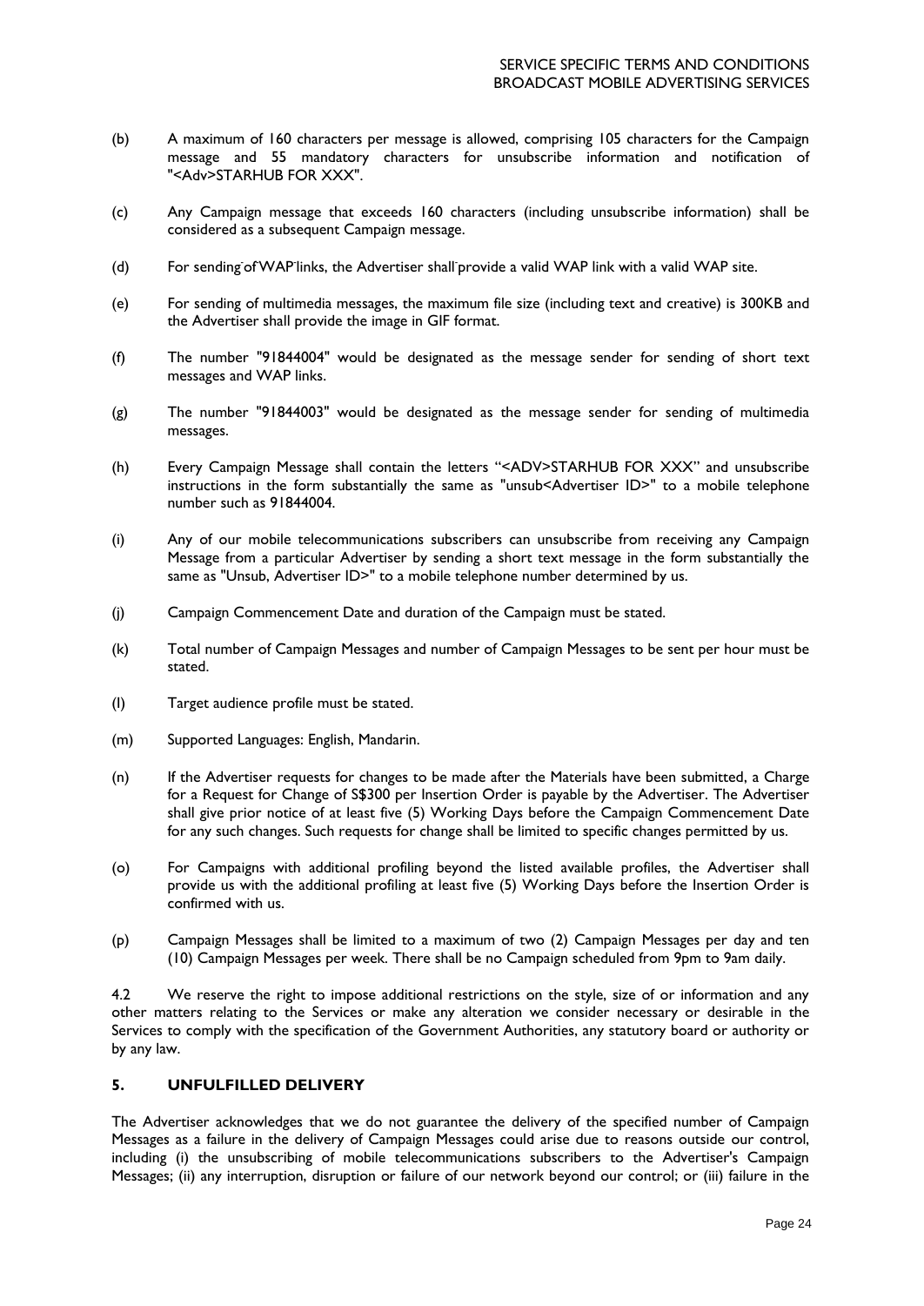(b) A maximum of 160 characters per message is allowed, comprising 105 characters for the Campaign message and 55 mandatory characters for unsubscribe information and notification of "<Adv>STARHUB FOR XXX".

(c) Any Campaign message that exceeds 160 characters (including unsubscribe information) shall be considered as a subsequent Campaign message.

(d) For sending of WAP links, the Advertiser shall provide a valid WAP link with a valid WAP site.

(e) For sending of multimedia messages, the maximum file size (including text and creative) is 300KB and the Advertiser shall provide the image in GIF format.

(f) The number "91844004" would be designated as the message sender for sending of short text messages and WAP links.

(g) The number "91844003" would be designated as the message sender for sending of multimedia messages.

(h) Every Campaign Message shall contain the letters "<ADV>STARHUB FOR XXX" and unsubscribe instructions in the form substantially the same as "unsub<Advertiser ID>" to a mobile telephone number such as 91844004.

(i) Any of our mobile telecommunications subscribers can unsubscribe from receiving any Campaign Message from a particular Advertiser by sending a short text message in the form substantially the same as "Unsub, Advertiser ID>" to a mobile telephone number determined by us.

(j) Campaign Commencement Date and duration of the Campaign must be stated.

(k) Total number of Campaign Messages and number of Campaign Messages to be sent per hour must be stated.

(l) Target audience profile must be stated.

(m) Supported Languages: English, Mandarin.

(n) If the Advertiser requests for changes to be made after the Materials have been submitted, a Charge for a Request for Change of S$300 per Insertion Order is payable by the Advertiser. The Advertiser shall give prior notice of at least five (5) Working Days before the Campaign Commencement Date for any such changes. Such requests for change shall be limited to specific changes permitted by us.

(o) For Campaigns with additional profiling beyond the listed available profiles, the Advertiser shall provide us with the additional profiling at least five (5) Working Days before the Insertion Order is confirmed with us.

(p) Campaign Messages shall be limited to a maximum of two (2) Campaign Messages per day and ten (10) Campaign Messages per week. There shall be no Campaign scheduled from 9pm to 9am daily.

4.2 We reserve the right to impose additional restrictions on the style, size of or information and any other matters relating to the Services or make any alteration we consider necessary or desirable in the Services to comply with the specification of the Government Authorities, any statutory board or authority or by any law.

## 5. UNFULFILLED DELIVERY

The Advertiser acknowledges that we do not guarantee the delivery of the specified number of Campaign Messages as a failure in the delivery of Campaign Messages could arise due to reasons outside our control, including (i) the unsubscribing of mobile telecommunications subscribers to the Advertiser's Campaign Messages; (ii) any interruption, disruption or failure of our network beyond our control; or (iii) failure in the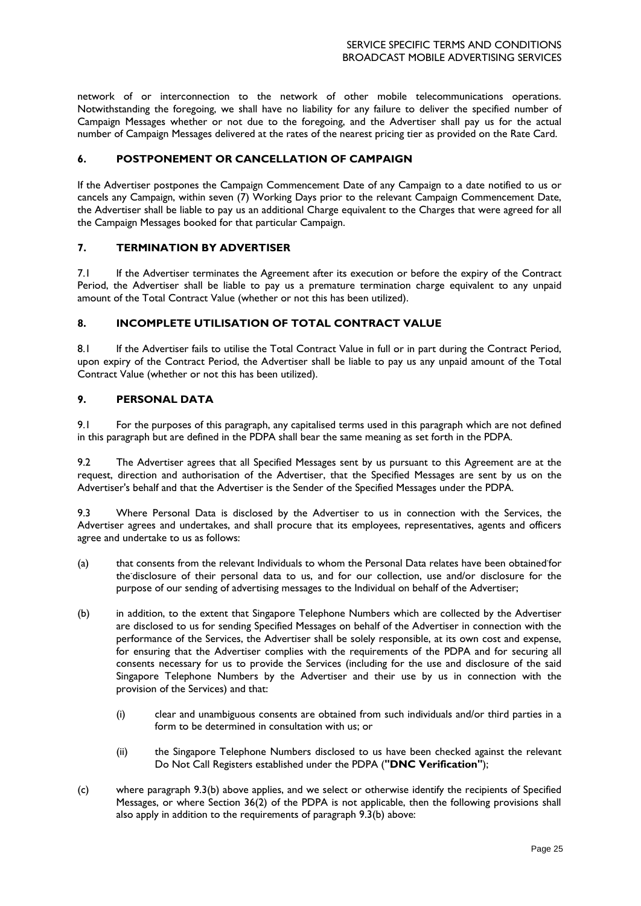network of or interconnection to the network of other mobile telecommunications operations. Notwithstanding the foregoing, we shall have no liability for any failure to deliver the specified number of Campaign Messages whether or not due to the foregoing, and the Advertiser shall pay us for the actual number of Campaign Messages delivered at the rates of the nearest pricing tier as provided on the Rate Card.

## 6. POSTPONEMENT OR CANCELLATION OF CAMPAIGN

If the Advertiser postpones the Campaign Commencement Date of any Campaign to a date notified to us or cancels any Campaign, within seven (7) Working Days prior to the relevant Campaign Commencement Date, the Advertiser shall be liable to pay us an additional Charge equivalent to the Charges that were agreed for all the Campaign Messages booked for that particular Campaign.

## 7. TERMINATION BY ADVERTISER

7.1 If the Advertiser terminates the Agreement after its execution or before the expiry of the Contract Period, the Advertiser shall be liable to pay us a premature termination charge equivalent to any unpaid amount of the Total Contract Value (whether or not this has been utilized).

## 8. INCOMPLETE UTILISATION OF TOTAL CONTRACT VALUE

8.1 If the Advertiser fails to utilise the Total Contract Value in full or in part during the Contract Period, upon expiry of the Contract Period, the Advertiser shall be liable to pay us any unpaid amount of the Total Contract Value (whether or not this has been utilized).

## 9. PERSONAL DATA

9.1 For the purposes of this paragraph, any capitalised terms used in this paragraph which are not defined in this paragraph but are defined in the PDPA shall bear the same meaning as set forth in the PDPA.

9.2 The Advertiser agrees that all Specified Messages sent by us pursuant to this Agreement are at the request, direction and authorisation of the Advertiser, that the Specified Messages are sent by us on the Advertiser's behalf and that the Advertiser is the Sender of the Specified Messages under the PDPA.

9.3 Where Personal Data is disclosed by the Advertiser to us in connection with the Services, the Advertiser agrees and undertakes, and shall procure that its employees, representatives, agents and officers agree and undertake to us as follows:

(a) that consents from the relevant Individuals to whom the Personal Data relates have been obtained for the disclosure of their personal data to us, and for our collection, use and/or disclosure for the purpose of our sending of advertising messages to the Individual on behalf of the Advertiser;

(b) in addition, to the extent that Singapore Telephone Numbers which are collected by the Advertiser are disclosed to us for sending Specified Messages on behalf of the Advertiser in connection with the performance of the Services, the Advertiser shall be solely responsible, at its own cost and expense, for ensuring that the Advertiser complies with the requirements of the PDPA and for securing all consents necessary for us to provide the Services (including for the use and disclosure of the said Singapore Telephone Numbers by the Advertiser and their use by us in connection with the provision of the Services) and that:

   (i) clear and unambiguous consents are obtained from such individuals and/or third parties in a form to be determined in consultation with us; or

   (ii) the Singapore Telephone Numbers disclosed to us have been checked against the relevant Do Not Call Registers established under the PDPA (**"DNC Verification"**);

(c) where paragraph 9.3(b) above applies, and we select or otherwise identify the recipients of Specified Messages, or where Section 36(2) of the PDPA is not applicable, then the following provisions shall also apply in addition to the requirements of paragraph 9.3(b) above: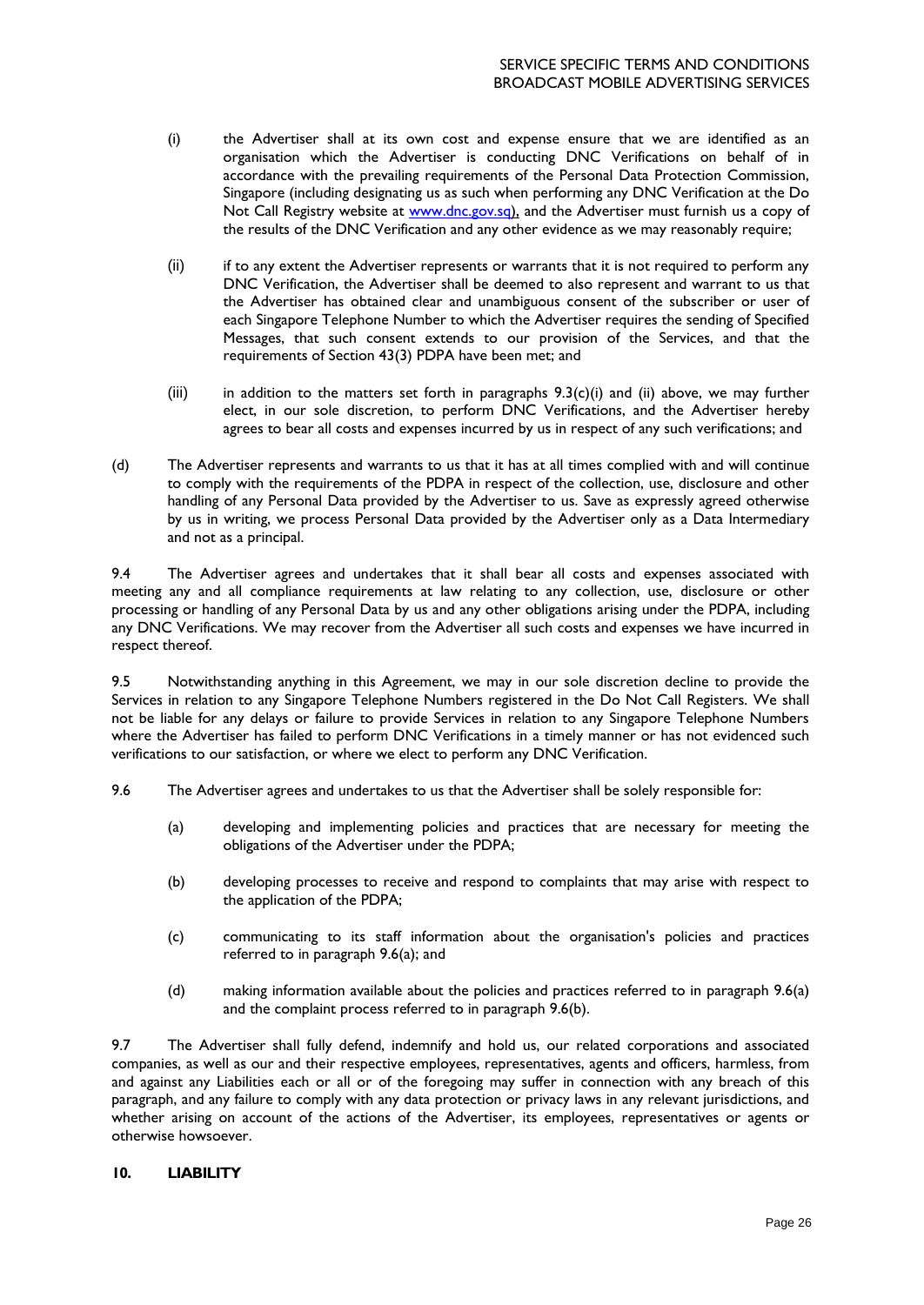(i) the Advertiser shall at its own cost and expense ensure that we are identified as an organisation which the Advertiser is conducting DNC Verifications on behalf of in accordance with the prevailing requirements of the Personal Data Protection Commission, Singapore (including designating us as such when performing any DNC Verification at the Do Not Call Registry website at www.dnc.gov.sq), and the Advertiser must furnish us a copy of the results of the DNC Verification and any other evidence as we may reasonably require;

(ii) if to any extent the Advertiser represents or warrants that it is not required to perform any DNC Verification, the Advertiser shall be deemed to also represent and warrant to us that the Advertiser has obtained clear and unambiguous consent of the subscriber or user of each Singapore Telephone Number to which the Advertiser requires the sending of Specified Messages, that such consent extends to our provision of the Services, and that the requirements of Section 43(3) PDPA have been met; and

(iii) in addition to the matters set forth in paragraphs 9.3(c)(i) and (ii) above, we may further elect, in our sole discretion, to perform DNC Verifications, and the Advertiser hereby agrees to bear all costs and expenses incurred by us in respect of any such verifications; and

(d) The Advertiser represents and warrants to us that it has at all times complied with and will continue to comply with the requirements of the PDPA in respect of the collection, use, disclosure and other handling of any Personal Data provided by the Advertiser to us. Save as expressly agreed otherwise by us in writing, we process Personal Data provided by the Advertiser only as a Data Intermediary and not as a principal.

9.4 The Advertiser agrees and undertakes that it shall bear all costs and expenses associated with meeting any and all compliance requirements at law relating to any collection, use, disclosure or other processing or handling of any Personal Data by us and any other obligations arising under the PDPA, including any DNC Verifications. We may recover from the Advertiser all such costs and expenses we have incurred in respect thereof.

9.5 Notwithstanding anything in this Agreement, we may in our sole discretion decline to provide the Services in relation to any Singapore Telephone Numbers registered in the Do Not Call Registers. We shall not be liable for any delays or failure to provide Services in relation to any Singapore Telephone Numbers where the Advertiser has failed to perform DNC Verifications in a timely manner or has not evidenced such verifications to our satisfaction, or where we elect to perform any DNC Verification.

9.6 The Advertiser agrees and undertakes to us that the Advertiser shall be solely responsible for:

(a) developing and implementing policies and practices that are necessary for meeting the obligations of the Advertiser under the PDPA;

(b) developing processes to receive and respond to complaints that may arise with respect to the application of the PDPA;

(c) communicating to its staff information about the organisation's policies and practices referred to in paragraph 9.6(a); and

(d) making information available about the policies and practices referred to in paragraph 9.6(a) and the complaint process referred to in paragraph 9.6(b).

9.7 The Advertiser shall fully defend, indemnify and hold us, our related corporations and associated companies, as well as our and their respective employees, representatives, agents and officers, harmless, from and against any Liabilities each or all or of the foregoing may suffer in connection with any breach of this paragraph, and any failure to comply with any data protection or privacy laws in any relevant jurisdictions, and whether arising on account of the actions of the Advertiser, its employees, representatives or agents or otherwise howsoever.

## 10. LIABILITY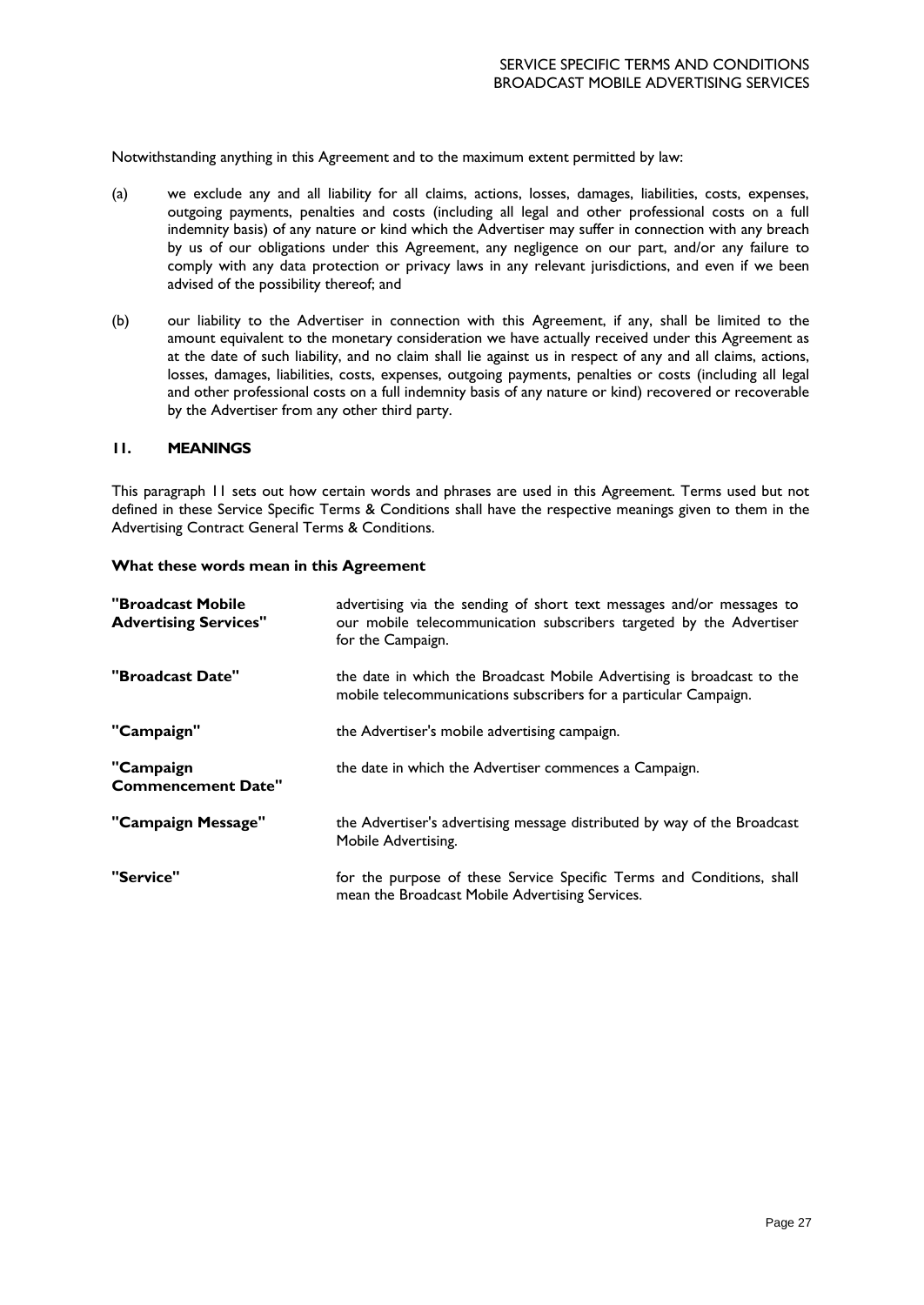Notwithstanding anything in this Agreement and to the maximum extent permitted by law:

(a) we exclude any and all liability for all claims, actions, losses, damages, liabilities, costs, expenses, outgoing payments, penalties and costs (including all legal and other professional costs on a full indemnity basis) of any nature or kind which the Advertiser may suffer in connection with any breach by us of our obligations under this Agreement, any negligence on our part, and/or any failure to comply with any data protection or privacy laws in any relevant jurisdictions, and even if we been advised of the possibility thereof; and

(b) our liability to the Advertiser in connection with this Agreement, if any, shall be limited to the amount equivalent to the monetary consideration we have actually received under this Agreement as at the date of such liability, and no claim shall lie against us in respect of any and all claims, actions, losses, damages, liabilities, costs, expenses, outgoing payments, penalties or costs (including all legal and other professional costs on a full indemnity basis of any nature or kind) recovered or recoverable by the Advertiser from any other third party.

## 11. MEANINGS

This paragraph 11 sets out how certain words and phrases are used in this Agreement. Terms used but not defined in these Service Specific Terms & Conditions shall have the respective meanings given to them in the Advertising Contract General Terms & Conditions.

**What these words mean in this Agreement**

| | |
|---|---|
| **"Broadcast Mobile Advertising Services"** | advertising via the sending of short text messages and/or messages to our mobile telecommunication subscribers targeted by the Advertiser for the Campaign. |
| **"Broadcast Date"** | the date in which the Broadcast Mobile Advertising is broadcast to the mobile telecommunications subscribers for a particular Campaign. |
| **"Campaign"** | the Advertiser's mobile advertising campaign. |
| **"Campaign Commencement Date"** | the date in which the Advertiser commences a Campaign. |
| **"Campaign Message"** | the Advertiser's advertising message distributed by way of the Broadcast Mobile Advertising. |
| **"Service"** | for the purpose of these Service Specific Terms and Conditions, shall mean the Broadcast Mobile Advertising Services. |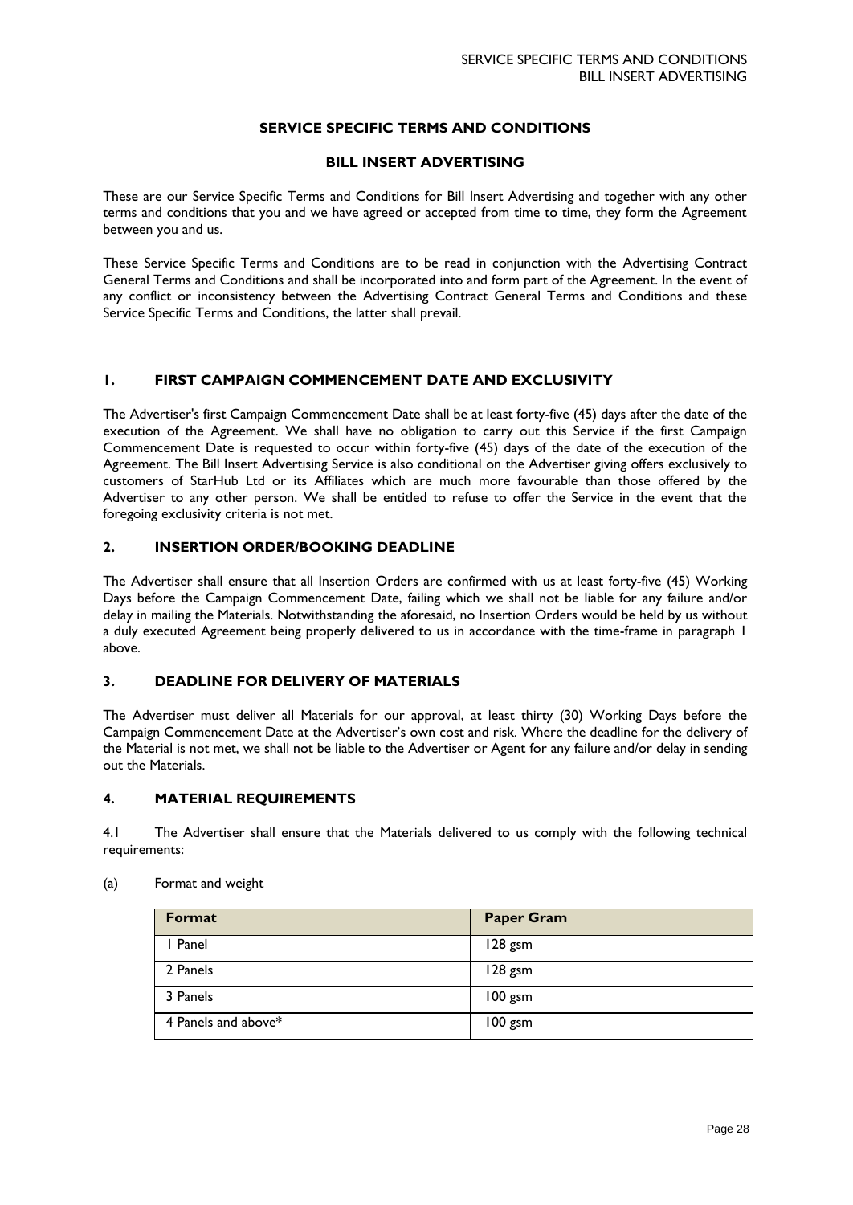# SERVICE SPECIFIC TERMS AND CONDITIONS

## BILL INSERT ADVERTISING

These are our Service Specific Terms and Conditions for Bill Insert Advertising and together with any other terms and conditions that you and we have agreed or accepted from time to time, they form the Agreement between you and us.

These Service Specific Terms and Conditions are to be read in conjunction with the Advertising Contract General Terms and Conditions and shall be incorporated into and form part of the Agreement. In the event of any conflict or inconsistency between the Advertising Contract General Terms and Conditions and these Service Specific Terms and Conditions, the latter shall prevail.

### 1. FIRST CAMPAIGN COMMENCEMENT DATE AND EXCLUSIVITY

The Advertiser's first Campaign Commencement Date shall be at least forty-five (45) days after the date of the execution of the Agreement. We shall have no obligation to carry out this Service if the first Campaign Commencement Date is requested to occur within forty-five (45) days of the date of the execution of the Agreement. The Bill Insert Advertising Service is also conditional on the Advertiser giving offers exclusively to customers of StarHub Ltd or its Affiliates which are much more favourable than those offered by the Advertiser to any other person. We shall be entitled to refuse to offer the Service in the event that the foregoing exclusivity criteria is not met.

### 2. INSERTION ORDER/BOOKING DEADLINE

The Advertiser shall ensure that all Insertion Orders are confirmed with us at least forty-five (45) Working Days before the Campaign Commencement Date, failing which we shall not be liable for any failure and/or delay in mailing the Materials. Notwithstanding the aforesaid, no Insertion Orders would be held by us without a duly executed Agreement being properly delivered to us in accordance with the time-frame in paragraph 1 above.

### 3. DEADLINE FOR DELIVERY OF MATERIALS

The Advertiser must deliver all Materials for our approval, at least thirty (30) Working Days before the Campaign Commencement Date at the Advertiser's own cost and risk. Where the deadline for the delivery of the Material is not met, we shall not be liable to the Advertiser or Agent for any failure and/or delay in sending out the Materials.

### 4. MATERIAL REQUIREMENTS

4.1 The Advertiser shall ensure that the Materials delivered to us comply with the following technical requirements:

(a) Format and weight

| Format | Paper Gram |
|---|---|
| 1 Panel | 128 gsm |
| 2 Panels | 128 gsm |
| 3 Panels | 100 gsm |
| 4 Panels and above* | 100 gsm |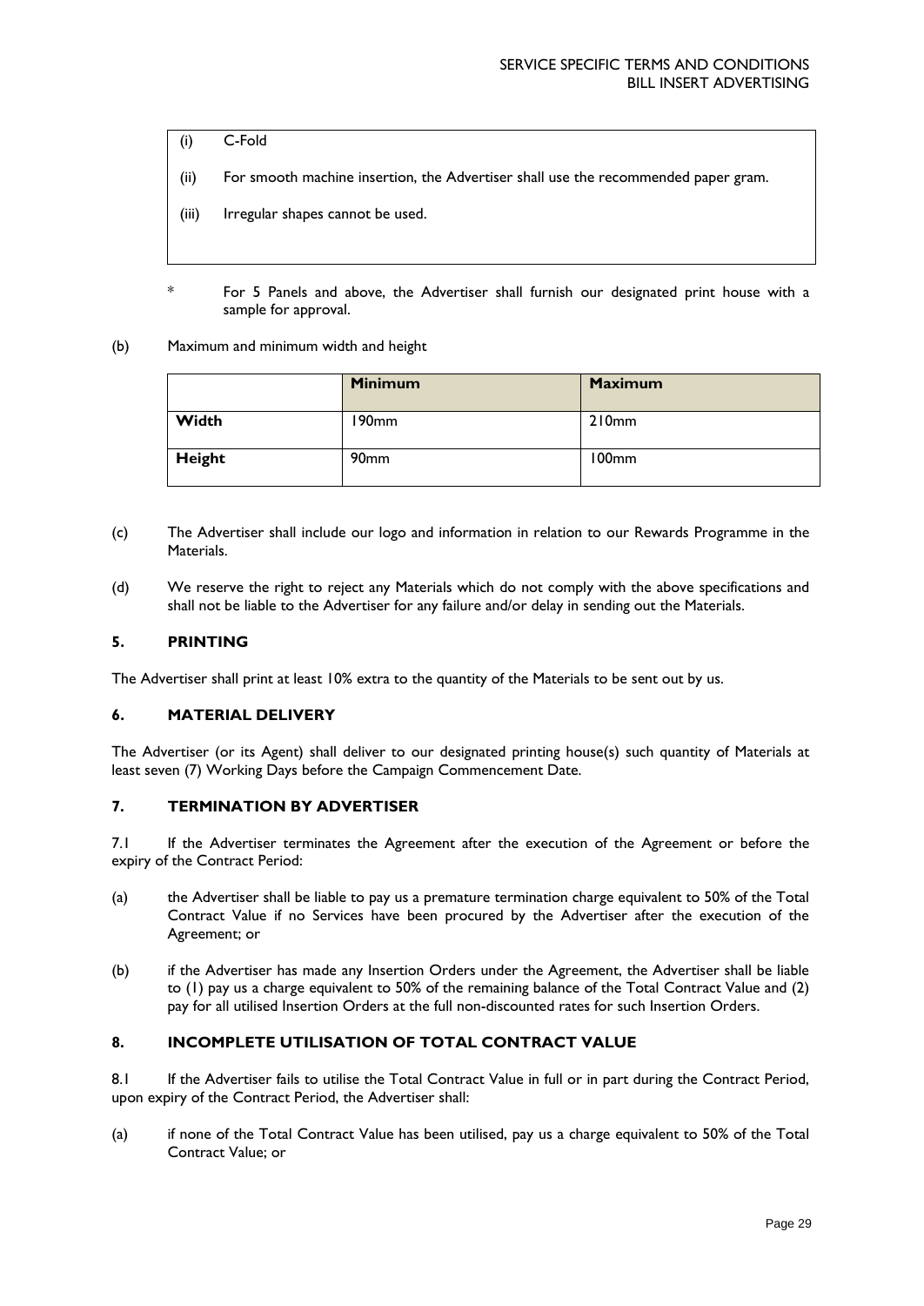(i) C-Fold

(ii) For smooth machine insertion, the Advertiser shall use the recommended paper gram.

(iii) Irregular shapes cannot be used.

\* For 5 Panels and above, the Advertiser shall furnish our designated print house with a sample for approval.

(b) Maximum and minimum width and height

| | **Minimum** | **Maximum** |
|---|---|---|
| **Width** | 190mm | 210mm |
| **Height** | 90mm | 100mm |

(c) The Advertiser shall include our logo and information in relation to our Rewards Programme in the Materials.

(d) We reserve the right to reject any Materials which do not comply with the above specifications and shall not be liable to the Advertiser for any failure and/or delay in sending out the Materials.

### 5. PRINTING

The Advertiser shall print at least 10% extra to the quantity of the Materials to be sent out by us.

### 6. MATERIAL DELIVERY

The Advertiser (or its Agent) shall deliver to our designated printing house(s) such quantity of Materials at least seven (7) Working Days before the Campaign Commencement Date.

### 7. TERMINATION BY ADVERTISER

7.1 If the Advertiser terminates the Agreement after the execution of the Agreement or before the expiry of the Contract Period:

(a) the Advertiser shall be liable to pay us a premature termination charge equivalent to 50% of the Total Contract Value if no Services have been procured by the Advertiser after the execution of the Agreement; or

(b) if the Advertiser has made any Insertion Orders under the Agreement, the Advertiser shall be liable to (1) pay us a charge equivalent to 50% of the remaining balance of the Total Contract Value and (2) pay for all utilised Insertion Orders at the full non-discounted rates for such Insertion Orders.

### 8. INCOMPLETE UTILISATION OF TOTAL CONTRACT VALUE

8.1 If the Advertiser fails to utilise the Total Contract Value in full or in part during the Contract Period, upon expiry of the Contract Period, the Advertiser shall:

(a) if none of the Total Contract Value has been utilised, pay us a charge equivalent to 50% of the Total Contract Value; or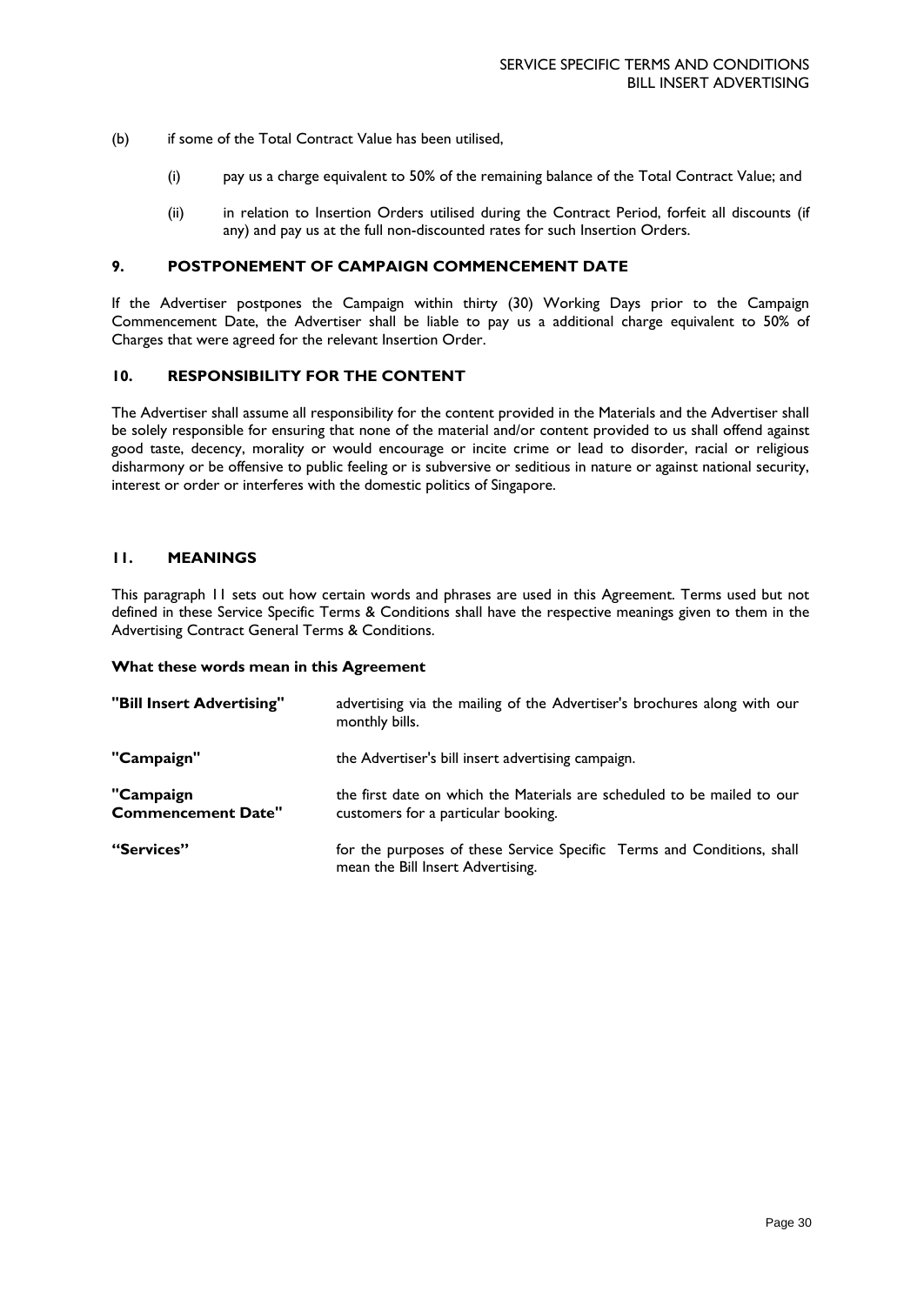(b) if some of the Total Contract Value has been utilised,

(i) pay us a charge equivalent to 50% of the remaining balance of the Total Contract Value; and

(ii) in relation to Insertion Orders utilised during the Contract Period, forfeit all discounts (if any) and pay us at the full non-discounted rates for such Insertion Orders.

## 9. POSTPONEMENT OF CAMPAIGN COMMENCEMENT DATE

If the Advertiser postpones the Campaign within thirty (30) Working Days prior to the Campaign Commencement Date, the Advertiser shall be liable to pay us a additional charge equivalent to 50% of Charges that were agreed for the relevant Insertion Order.

## 10. RESPONSIBILITY FOR THE CONTENT

The Advertiser shall assume all responsibility for the content provided in the Materials and the Advertiser shall be solely responsible for ensuring that none of the material and/or content provided to us shall offend against good taste, decency, morality or would encourage or incite crime or lead to disorder, racial or religious disharmony or be offensive to public feeling or is subversive or seditious in nature or against national security, interest or order or interferes with the domestic politics of Singapore.

## 11. MEANINGS

This paragraph 11 sets out how certain words and phrases are used in this Agreement. Terms used but not defined in these Service Specific Terms & Conditions shall have the respective meanings given to them in the Advertising Contract General Terms & Conditions.

**What these words mean in this Agreement**

| | |
|---|---|
| **"Bill Insert Advertising"** | advertising via the mailing of the Advertiser's brochures along with our monthly bills. |
| **"Campaign"** | the Advertiser's bill insert advertising campaign. |
| **"Campaign Commencement Date"** | the first date on which the Materials are scheduled to be mailed to our customers for a particular booking. |
| **"Services"** | for the purposes of these Service Specific Terms and Conditions, shall mean the Bill Insert Advertising. |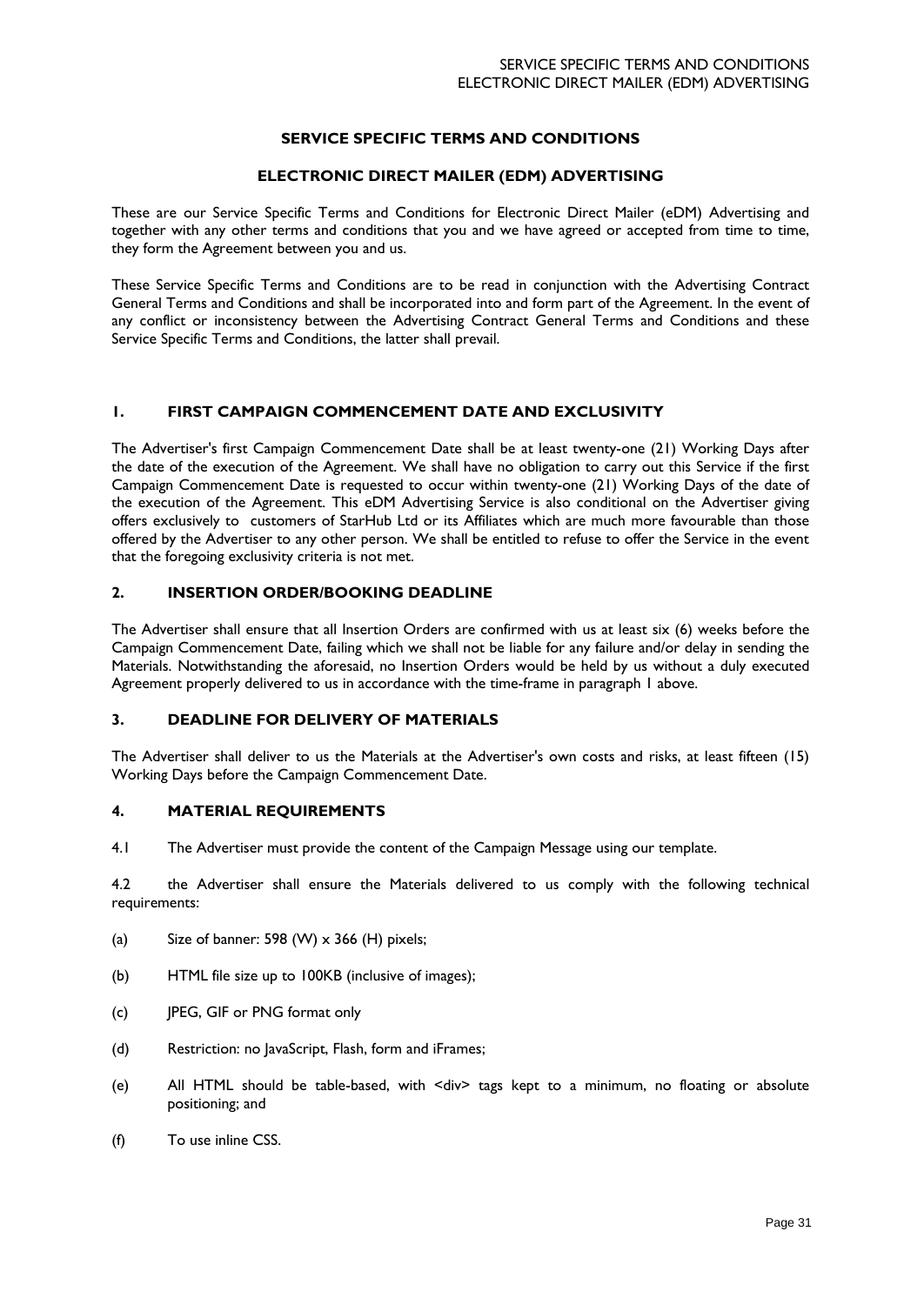# SERVICE SPECIFIC TERMS AND CONDITIONS

## ELECTRONIC DIRECT MAILER (EDM) ADVERTISING

These are our Service Specific Terms and Conditions for Electronic Direct Mailer (eDM) Advertising and together with any other terms and conditions that you and we have agreed or accepted from time to time, they form the Agreement between you and us.

These Service Specific Terms and Conditions are to be read in conjunction with the Advertising Contract General Terms and Conditions and shall be incorporated into and form part of the Agreement. In the event of any conflict or inconsistency between the Advertising Contract General Terms and Conditions and these Service Specific Terms and Conditions, the latter shall prevail.

### 1. FIRST CAMPAIGN COMMENCEMENT DATE AND EXCLUSIVITY

The Advertiser's first Campaign Commencement Date shall be at least twenty-one (21) Working Days after the date of the execution of the Agreement. We shall have no obligation to carry out this Service if the first Campaign Commencement Date is requested to occur within twenty-one (21) Working Days of the date of the execution of the Agreement. This eDM Advertising Service is also conditional on the Advertiser giving offers exclusively to customers of StarHub Ltd or its Affiliates which are much more favourable than those offered by the Advertiser to any other person. We shall be entitled to refuse to offer the Service in the event that the foregoing exclusivity criteria is not met.

### 2. INSERTION ORDER/BOOKING DEADLINE

The Advertiser shall ensure that all Insertion Orders are confirmed with us at least six (6) weeks before the Campaign Commencement Date, failing which we shall not be liable for any failure and/or delay in sending the Materials. Notwithstanding the aforesaid, no Insertion Orders would be held by us without a duly executed Agreement properly delivered to us in accordance with the time-frame in paragraph 1 above.

### 3. DEADLINE FOR DELIVERY OF MATERIALS

The Advertiser shall deliver to us the Materials at the Advertiser's own costs and risks, at least fifteen (15) Working Days before the Campaign Commencement Date.

### 4. MATERIAL REQUIREMENTS

4.1 The Advertiser must provide the content of the Campaign Message using our template.

4.2 the Advertiser shall ensure the Materials delivered to us comply with the following technical requirements:

(a) Size of banner: 598 (W) x 366 (H) pixels;

(b) HTML file size up to 100KB (inclusive of images);

(c) JPEG, GIF or PNG format only

(d) Restriction: no JavaScript, Flash, form and iFrames;

(e) All HTML should be table-based, with <div> tags kept to a minimum, no floating or absolute positioning; and

(f) To use inline CSS.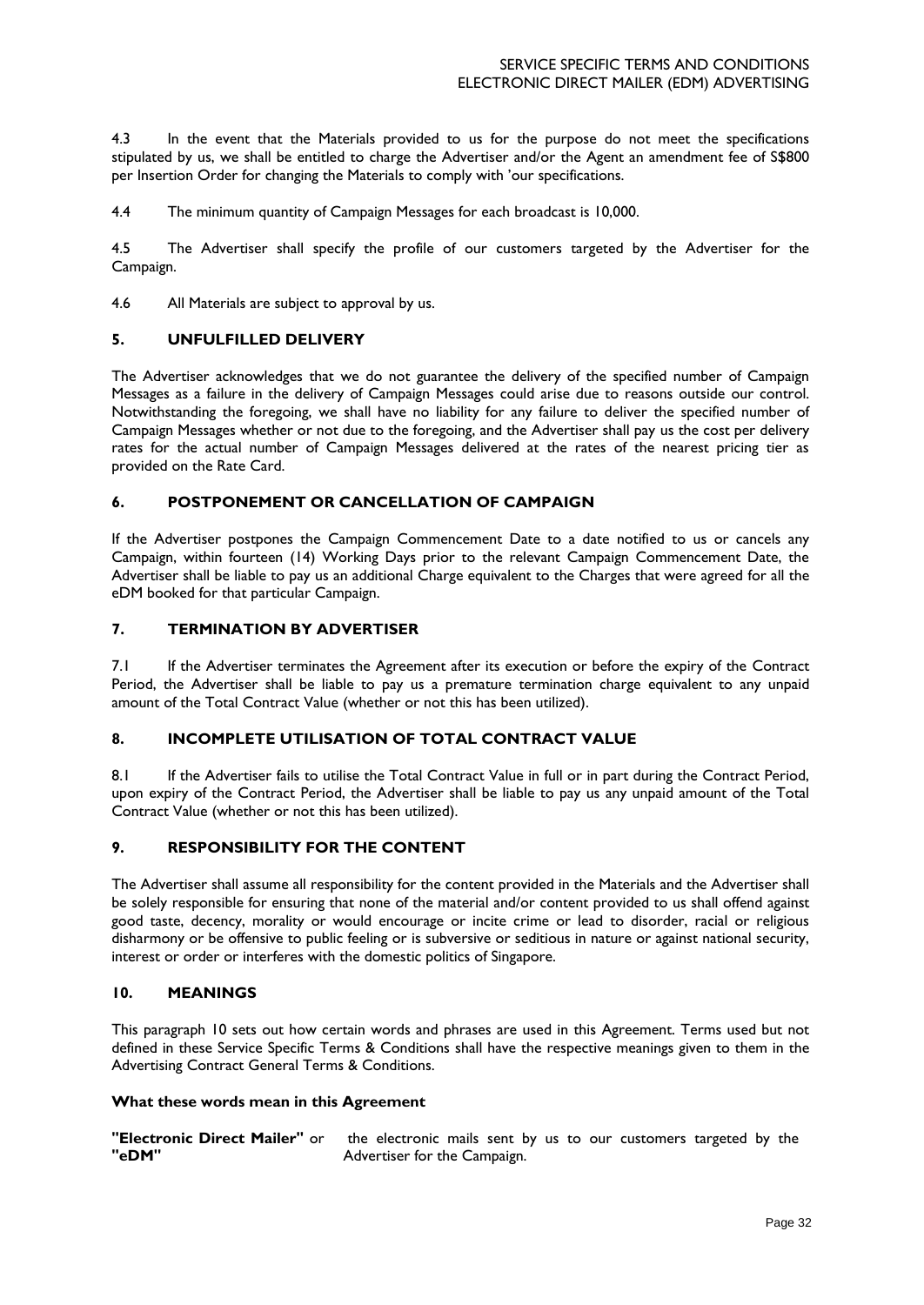4.3 In the event that the Materials provided to us for the purpose do not meet the specifications stipulated by us, we shall be entitled to charge the Advertiser and/or the Agent an amendment fee of S$800 per Insertion Order for changing the Materials to comply with 'our specifications.

4.4 The minimum quantity of Campaign Messages for each broadcast is 10,000.

4.5 The Advertiser shall specify the profile of our customers targeted by the Advertiser for the Campaign.

4.6 All Materials are subject to approval by us.

## 5. UNFULFILLED DELIVERY

The Advertiser acknowledges that we do not guarantee the delivery of the specified number of Campaign Messages as a failure in the delivery of Campaign Messages could arise due to reasons outside our control. Notwithstanding the foregoing, we shall have no liability for any failure to deliver the specified number of Campaign Messages whether or not due to the foregoing, and the Advertiser shall pay us the cost per delivery rates for the actual number of Campaign Messages delivered at the rates of the nearest pricing tier as provided on the Rate Card.

## 6. POSTPONEMENT OR CANCELLATION OF CAMPAIGN

If the Advertiser postpones the Campaign Commencement Date to a date notified to us or cancels any Campaign, within fourteen (14) Working Days prior to the relevant Campaign Commencement Date, the Advertiser shall be liable to pay us an additional Charge equivalent to the Charges that were agreed for all the eDM booked for that particular Campaign.

## 7. TERMINATION BY ADVERTISER

7.1 If the Advertiser terminates the Agreement after its execution or before the expiry of the Contract Period, the Advertiser shall be liable to pay us a premature termination charge equivalent to any unpaid amount of the Total Contract Value (whether or not this has been utilized).

## 8. INCOMPLETE UTILISATION OF TOTAL CONTRACT VALUE

8.1 If the Advertiser fails to utilise the Total Contract Value in full or in part during the Contract Period, upon expiry of the Contract Period, the Advertiser shall be liable to pay us any unpaid amount of the Total Contract Value (whether or not this has been utilized).

## 9. RESPONSIBILITY FOR THE CONTENT

The Advertiser shall assume all responsibility for the content provided in the Materials and the Advertiser shall be solely responsible for ensuring that none of the material and/or content provided to us shall offend against good taste, decency, morality or would encourage or incite crime or lead to disorder, racial or religious disharmony or be offensive to public feeling or is subversive or seditious in nature or against national security, interest or order or interferes with the domestic politics of Singapore.

## 10. MEANINGS

This paragraph 10 sets out how certain words and phrases are used in this Agreement. Terms used but not defined in these Service Specific Terms & Conditions shall have the respective meanings given to them in the Advertising Contract General Terms & Conditions.

**What these words mean in this Agreement**

| | |
|---|---|
| **"Electronic Direct Mailer"** or **"eDM"** | the electronic mails sent by us to our customers targeted by the Advertiser for the Campaign. |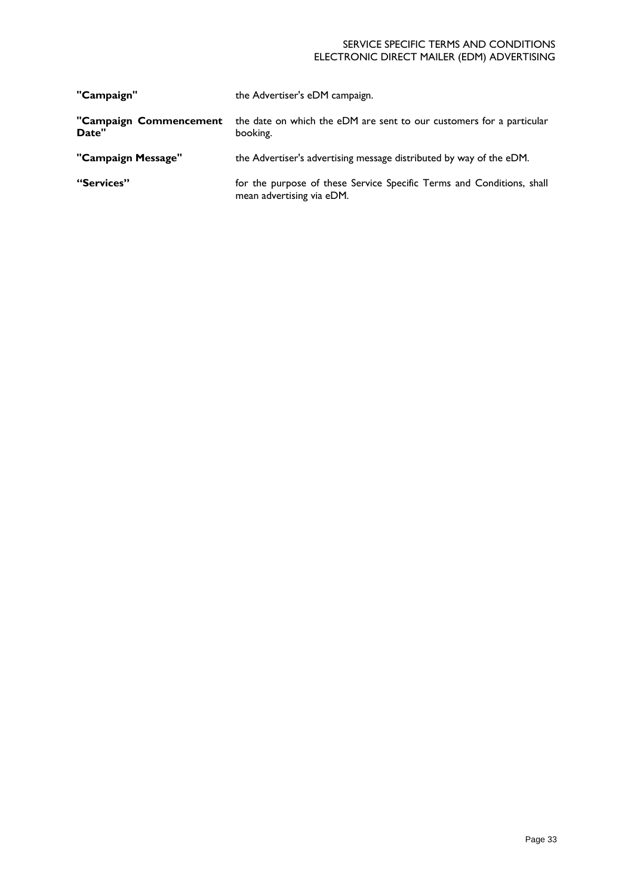| | |
|---|---|
| **"Campaign"** | the Advertiser's eDM campaign. |
| **"Campaign Commencement Date"** | the date on which the eDM are sent to our customers for a particular booking. |
| **"Campaign Message"** | the Advertiser's advertising message distributed by way of the eDM. |
| **"Services"** | for the purpose of these Service Specific Terms and Conditions, shall mean advertising via eDM. |